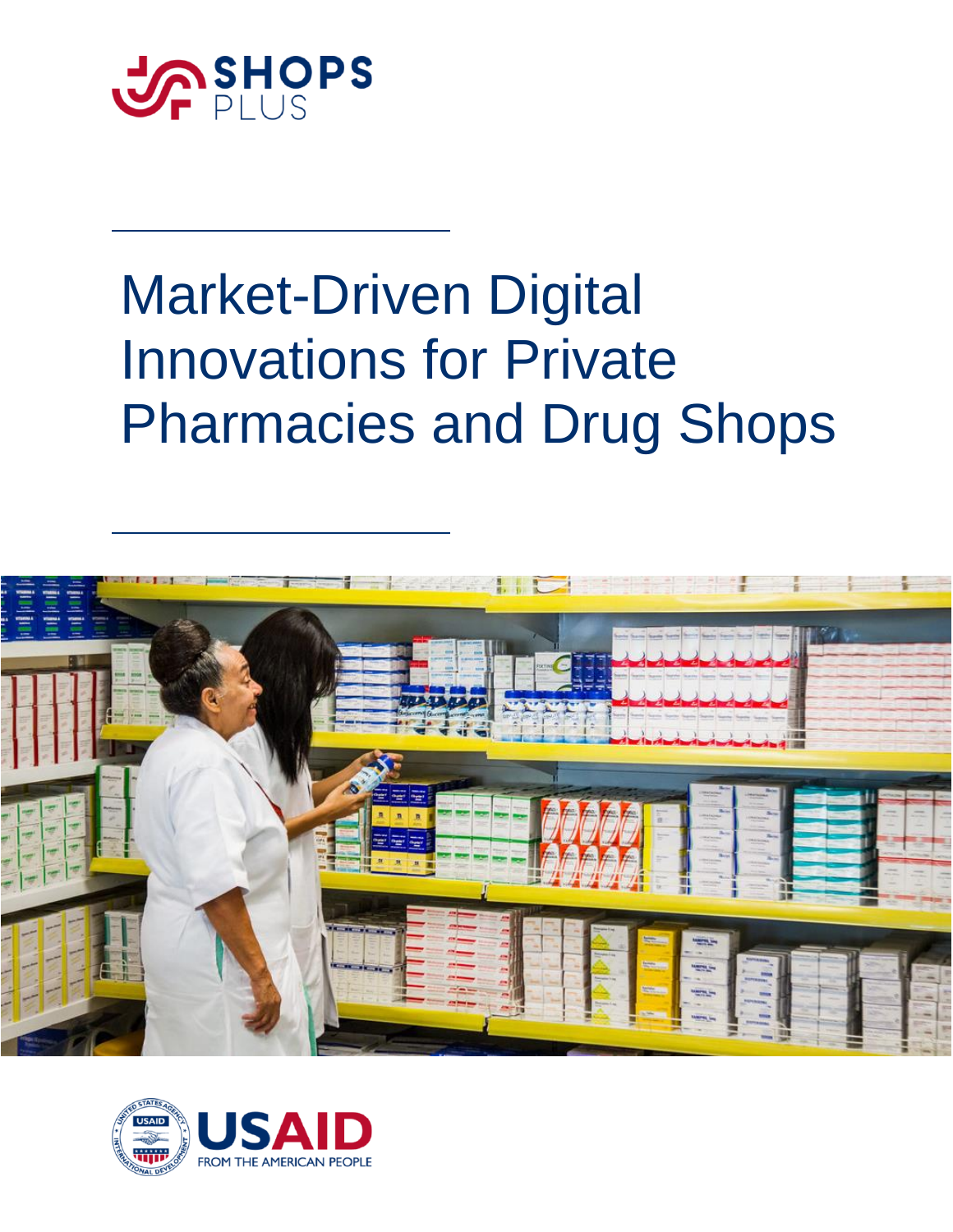SHOPS PLUS

# Market-Driven Digital Innovations for Private Pharmacies and Drug Shops

USAID
FROM THE AMERICAN PEOPLE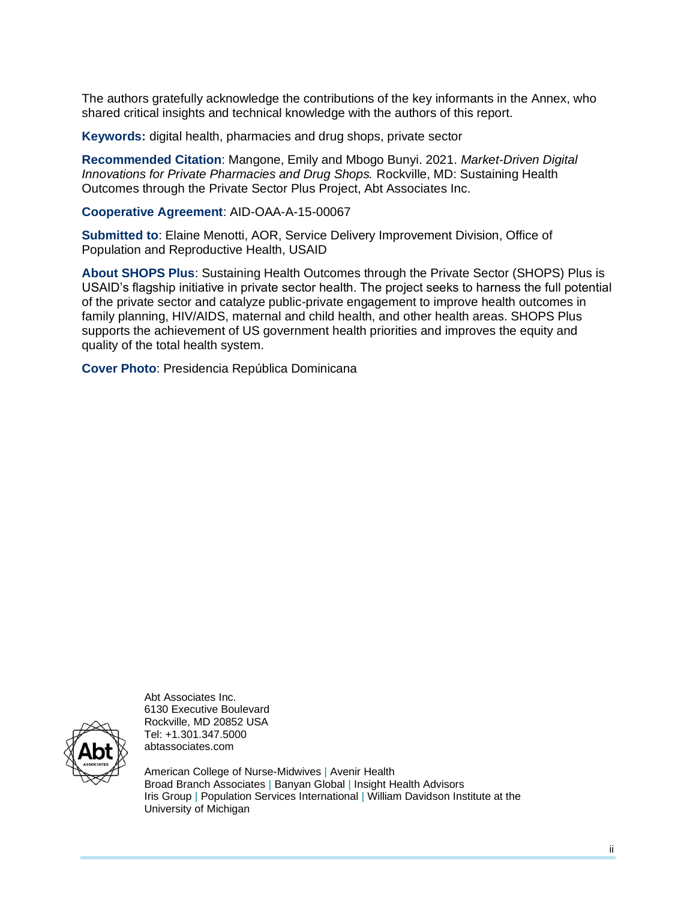The authors gratefully acknowledge the contributions of the key informants in the Annex, who shared critical insights and technical knowledge with the authors of this report.

**Keywords:** digital health, pharmacies and drug shops, private sector

**Recommended Citation**: Mangone, Emily and Mbogo Bunyi. 2021. *Market-Driven Digital Innovations for Private Pharmacies and Drug Shops.* Rockville, MD: Sustaining Health Outcomes through the Private Sector Plus Project, Abt Associates Inc.

**Cooperative Agreement**: AID-OAA-A-15-00067

**Submitted to**: Elaine Menotti, AOR, Service Delivery Improvement Division, Office of Population and Reproductive Health, USAID

**About SHOPS Plus**: Sustaining Health Outcomes through the Private Sector (SHOPS) Plus is USAID's flagship initiative in private sector health. The project seeks to harness the full potential of the private sector and catalyze public-private engagement to improve health outcomes in family planning, HIV/AIDS, maternal and child health, and other health areas. SHOPS Plus supports the achievement of US government health priorities and improves the equity and quality of the total health system.

**Cover Photo**: Presidencia República Dominicana

Abt Associates Inc.
6130 Executive Boulevard
Rockville, MD 20852 USA
Tel: +1.301.347.5000
abtassociates.com

American College of Nurse-Midwives | Avenir Health
Broad Branch Associates | Banyan Global | Insight Health Advisors
Iris Group | Population Services International | William Davidson Institute at the University of Michigan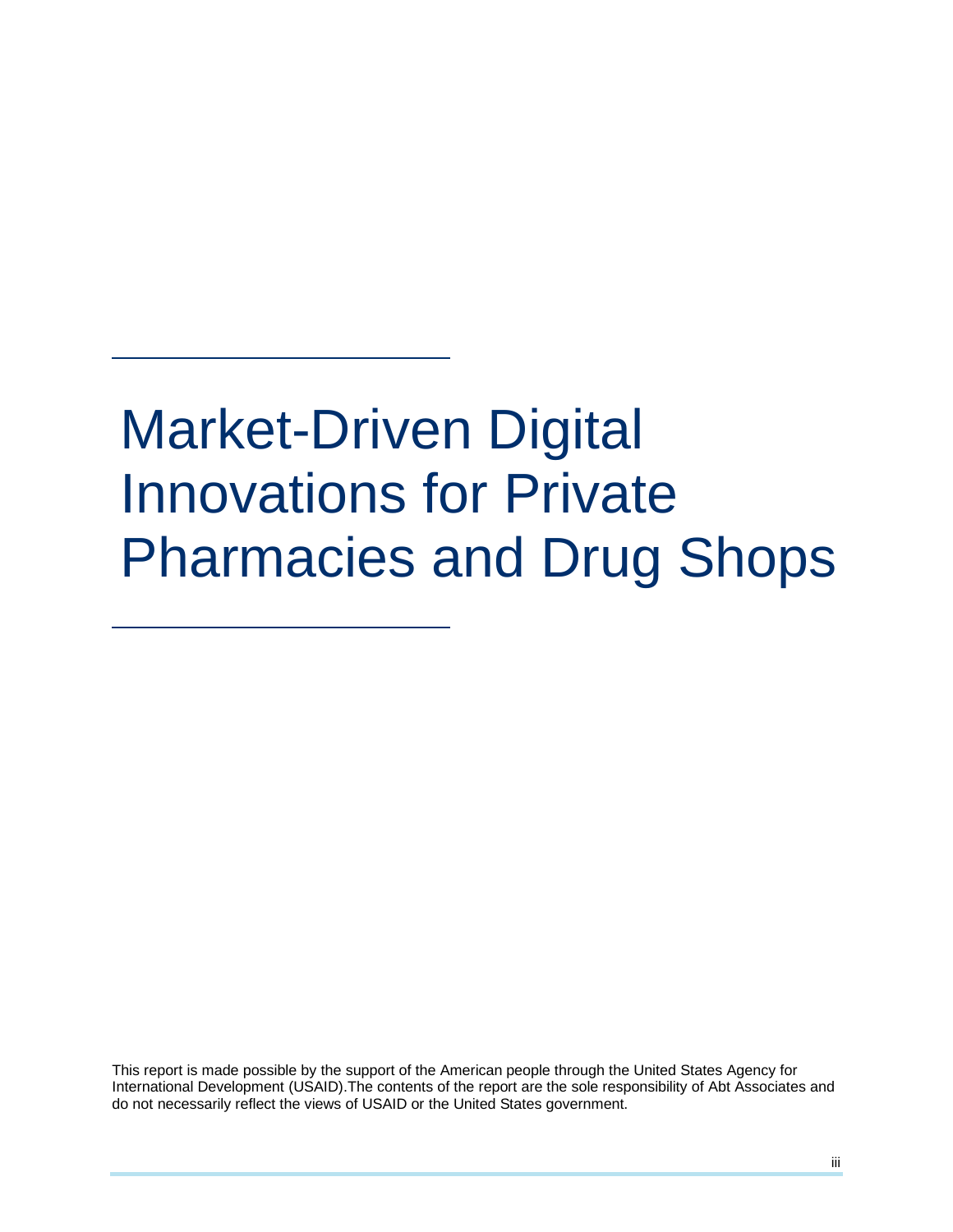# Market-Driven Digital Innovations for Private Pharmacies and Drug Shops

This report is made possible by the support of the American people through the United States Agency for International Development (USAID).The contents of the report are the sole responsibility of Abt Associates and do not necessarily reflect the views of USAID or the United States government.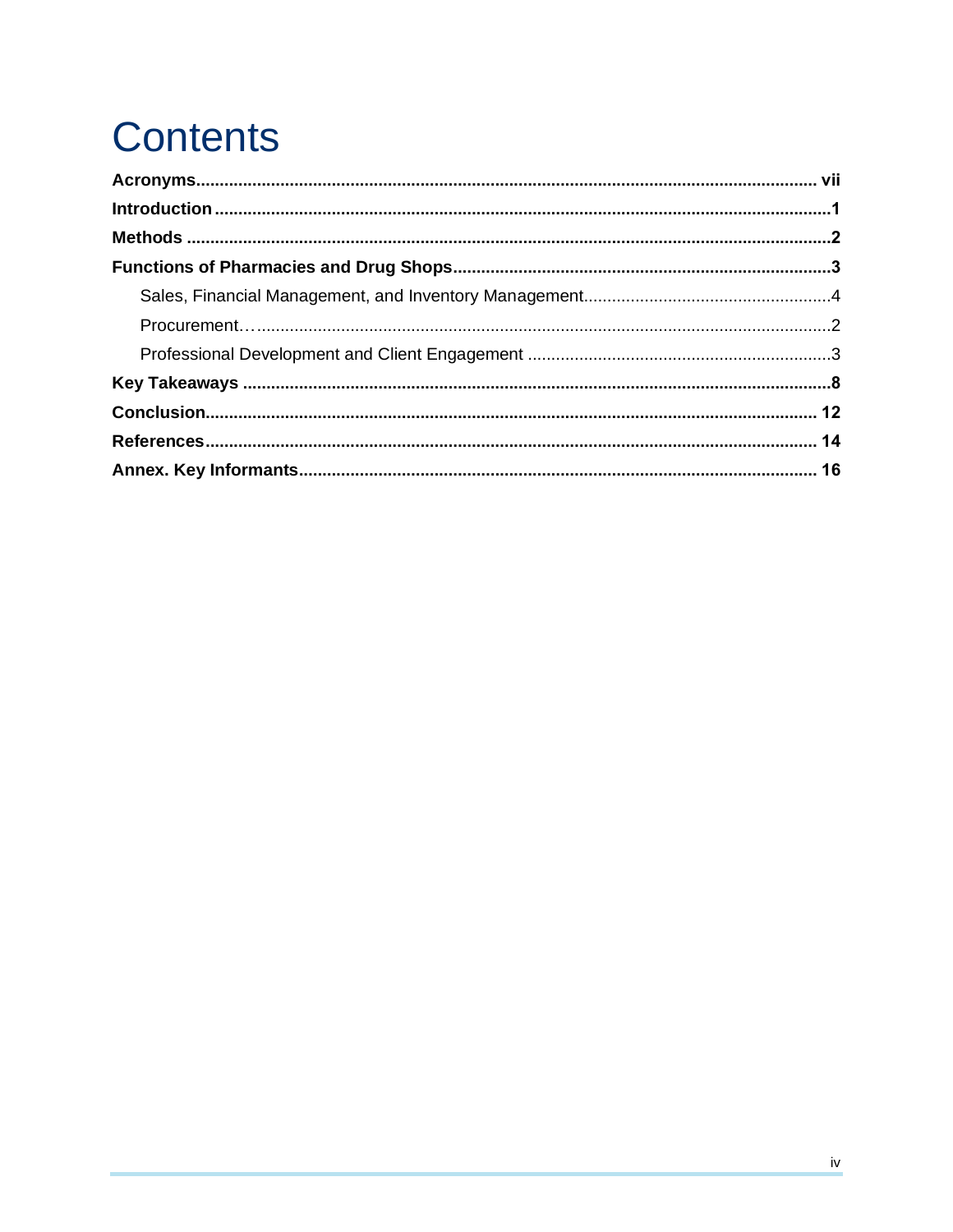# Contents

**Acronyms** ..................................................................... vii

**Introduction** ..................................................................... 1

**Methods** ..................................................................... 2

**Functions of Pharmacies and Drug Shops** ..................................................................... 3

- Sales, Financial Management, and Inventory Management ..................................................................... 4
- Procurement… ..................................................................... 2
- Professional Development and Client Engagement ..................................................................... 3

**Key Takeaways** ..................................................................... 8

**Conclusion** ..................................................................... 12

**References** ..................................................................... 14

**Annex. Key Informants** ..................................................................... 16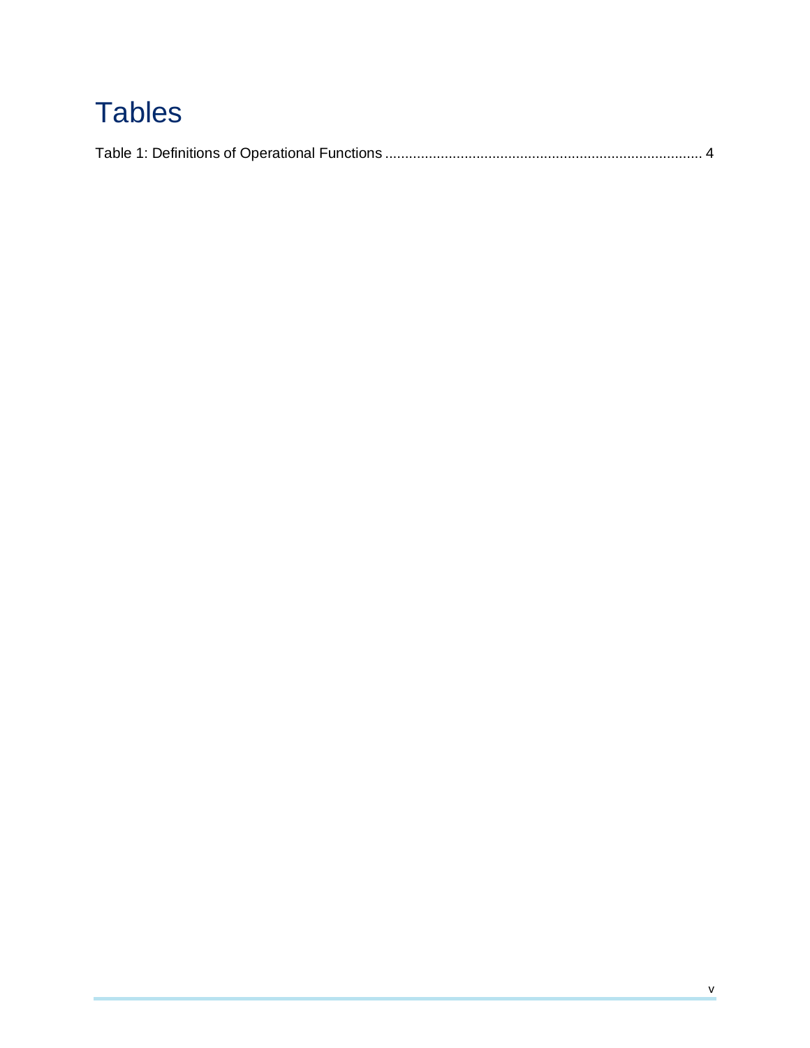# Tables

Table 1: Definitions of Operational Functions ................................................................................ 4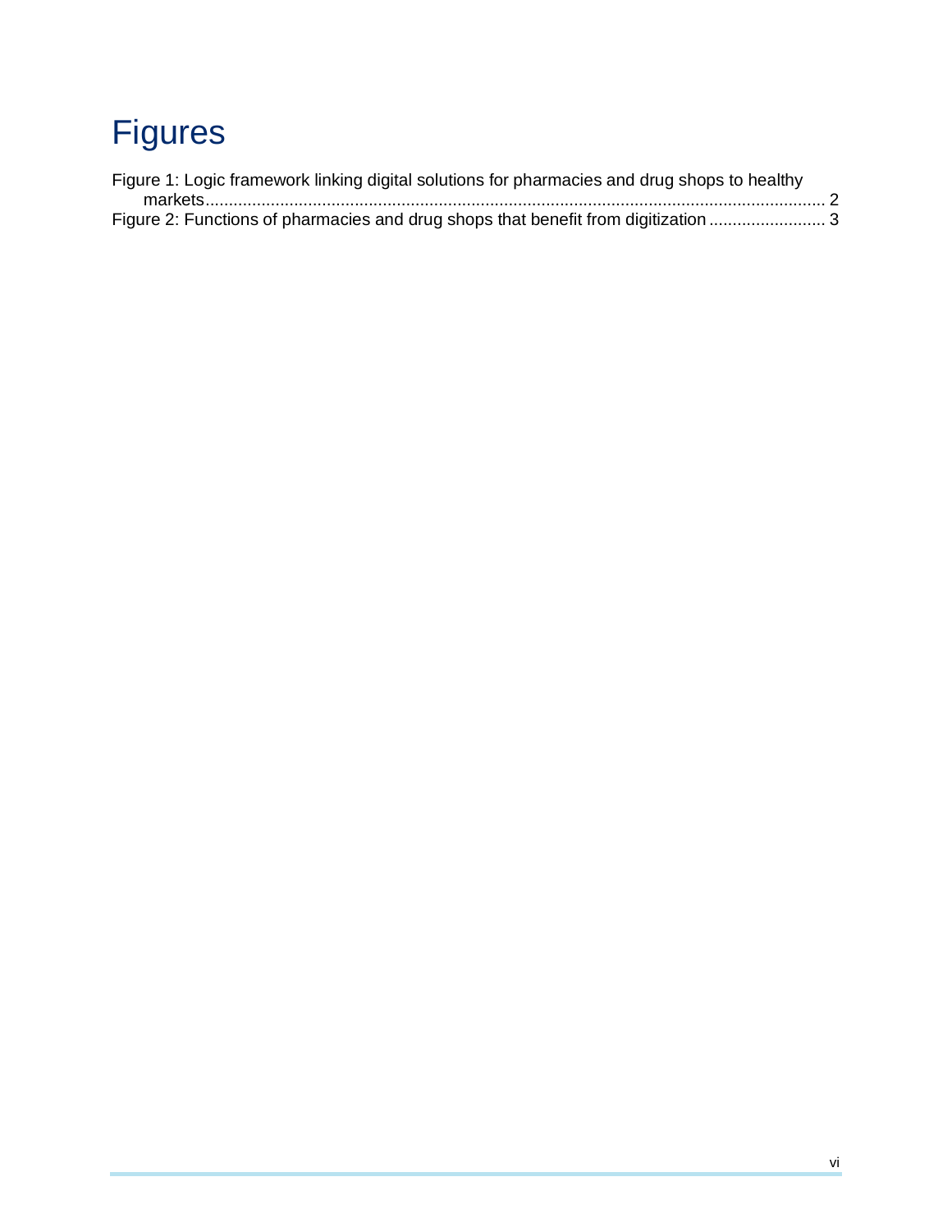# Figures

Figure 1: Logic framework linking digital solutions for pharmacies and drug shops to healthy markets ........................................................................................................................ 2

Figure 2: Functions of pharmacies and drug shops that benefit from digitization ......................... 3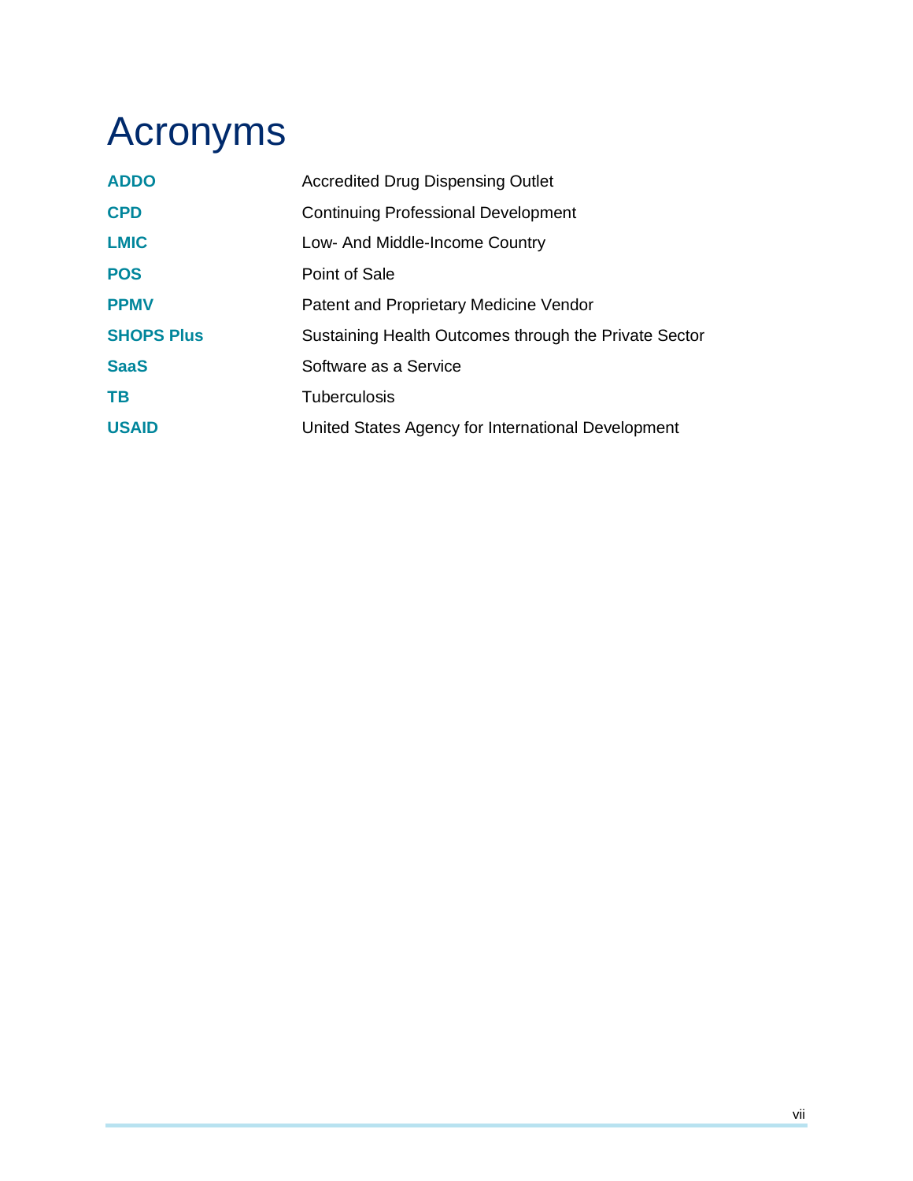# Acronyms

| | |
|---|---|
| **ADDO** | Accredited Drug Dispensing Outlet |
| **CPD** | Continuing Professional Development |
| **LMIC** | Low- And Middle-Income Country |
| **POS** | Point of Sale |
| **PPMV** | Patent and Proprietary Medicine Vendor |
| **SHOPS Plus** | Sustaining Health Outcomes through the Private Sector |
| **SaaS** | Software as a Service |
| **TB** | Tuberculosis |
| **USAID** | United States Agency for International Development |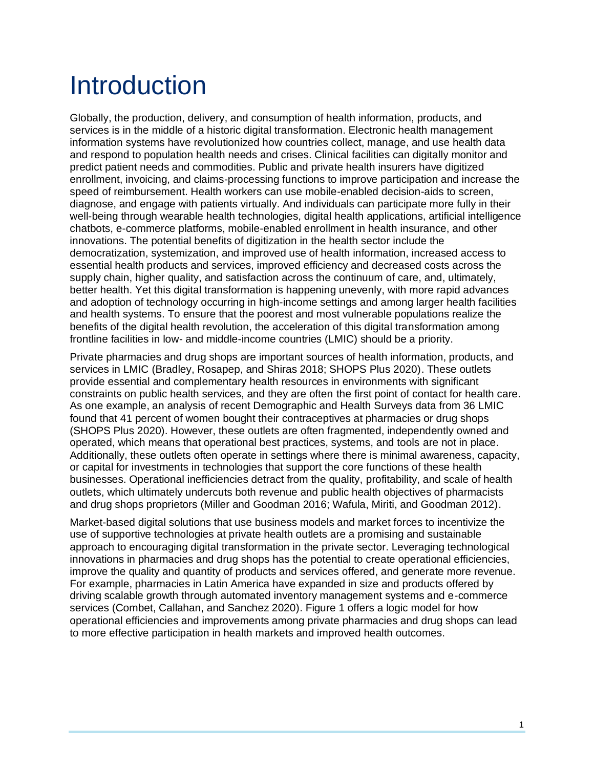# Introduction

Globally, the production, delivery, and consumption of health information, products, and services is in the middle of a historic digital transformation. Electronic health management information systems have revolutionized how countries collect, manage, and use health data and respond to population health needs and crises. Clinical facilities can digitally monitor and predict patient needs and commodities. Public and private health insurers have digitized enrollment, invoicing, and claims-processing functions to improve participation and increase the speed of reimbursement. Health workers can use mobile-enabled decision-aids to screen, diagnose, and engage with patients virtually. And individuals can participate more fully in their well-being through wearable health technologies, digital health applications, artificial intelligence chatbots, e-commerce platforms, mobile-enabled enrollment in health insurance, and other innovations. The potential benefits of digitization in the health sector include the democratization, systemization, and improved use of health information, increased access to essential health products and services, improved efficiency and decreased costs across the supply chain, higher quality, and satisfaction across the continuum of care, and, ultimately, better health. Yet this digital transformation is happening unevenly, with more rapid advances and adoption of technology occurring in high-income settings and among larger health facilities and health systems. To ensure that the poorest and most vulnerable populations realize the benefits of the digital health revolution, the acceleration of this digital transformation among frontline facilities in low- and middle-income countries (LMIC) should be a priority.

Private pharmacies and drug shops are important sources of health information, products, and services in LMIC (Bradley, Rosapep, and Shiras 2018; SHOPS Plus 2020). These outlets provide essential and complementary health resources in environments with significant constraints on public health services, and they are often the first point of contact for health care. As one example, an analysis of recent Demographic and Health Surveys data from 36 LMIC found that 41 percent of women bought their contraceptives at pharmacies or drug shops (SHOPS Plus 2020). However, these outlets are often fragmented, independently owned and operated, which means that operational best practices, systems, and tools are not in place. Additionally, these outlets often operate in settings where there is minimal awareness, capacity, or capital for investments in technologies that support the core functions of these health businesses. Operational inefficiencies detract from the quality, profitability, and scale of health outlets, which ultimately undercuts both revenue and public health objectives of pharmacists and drug shops proprietors (Miller and Goodman 2016; Wafula, Miriti, and Goodman 2012).

Market-based digital solutions that use business models and market forces to incentivize the use of supportive technologies at private health outlets are a promising and sustainable approach to encouraging digital transformation in the private sector. Leveraging technological innovations in pharmacies and drug shops has the potential to create operational efficiencies, improve the quality and quantity of products and services offered, and generate more revenue. For example, pharmacies in Latin America have expanded in size and products offered by driving scalable growth through automated inventory management systems and e-commerce services (Combet, Callahan, and Sanchez 2020). Figure 1 offers a logic model for how operational efficiencies and improvements among private pharmacies and drug shops can lead to more effective participation in health markets and improved health outcomes.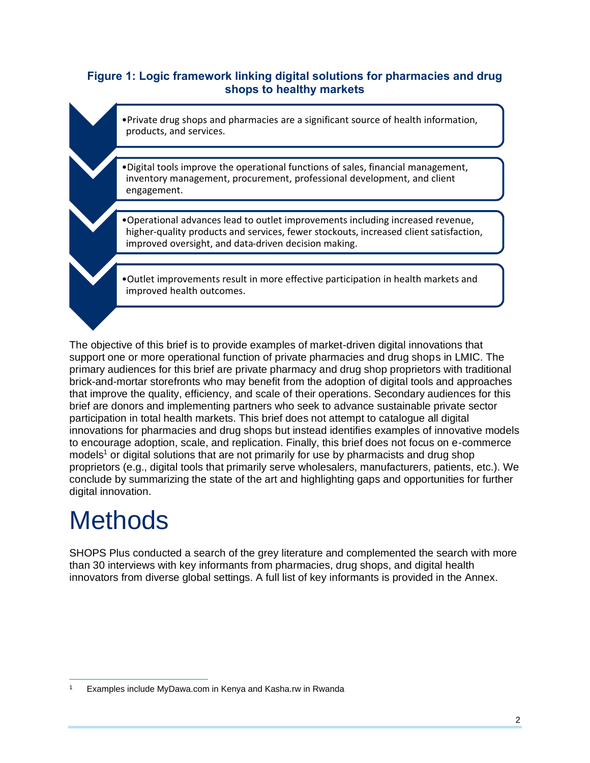**Figure 1: Logic framework linking digital solutions for pharmacies and drug shops to healthy markets**

- Private drug shops and pharmacies are a significant source of health information, products, and services.
- Digital tools improve the operational functions of sales, financial management, inventory management, procurement, professional development, and client engagement.
- Operational advances lead to outlet improvements including increased revenue, higher-quality products and services, fewer stockouts, increased client satisfaction, improved oversight, and data-driven decision making.
- Outlet improvements result in more effective participation in health markets and improved health outcomes.

The objective of this brief is to provide examples of market-driven digital innovations that support one or more operational function of private pharmacies and drug shops in LMIC. The primary audiences for this brief are private pharmacy and drug shop proprietors with traditional brick-and-mortar storefronts who may benefit from the adoption of digital tools and approaches that improve the quality, efficiency, and scale of their operations. Secondary audiences for this brief are donors and implementing partners who seek to advance sustainable private sector participation in total health markets. This brief does not attempt to catalogue all digital innovations for pharmacies and drug shops but instead identifies examples of innovative models to encourage adoption, scale, and replication. Finally, this brief does not focus on e-commerce models[1] or digital solutions that are not primarily for use by pharmacists and drug shop proprietors (e.g., digital tools that primarily serve wholesalers, manufacturers, patients, etc.). We conclude by summarizing the state of the art and highlighting gaps and opportunities for further digital innovation.

# Methods

SHOPS Plus conducted a search of the grey literature and complemented the search with more than 30 interviews with key informants from pharmacies, drug shops, and digital health innovators from diverse global settings. A full list of key informants is provided in the Annex.

[1] Examples include MyDawa.com in Kenya and Kasha.rw in Rwanda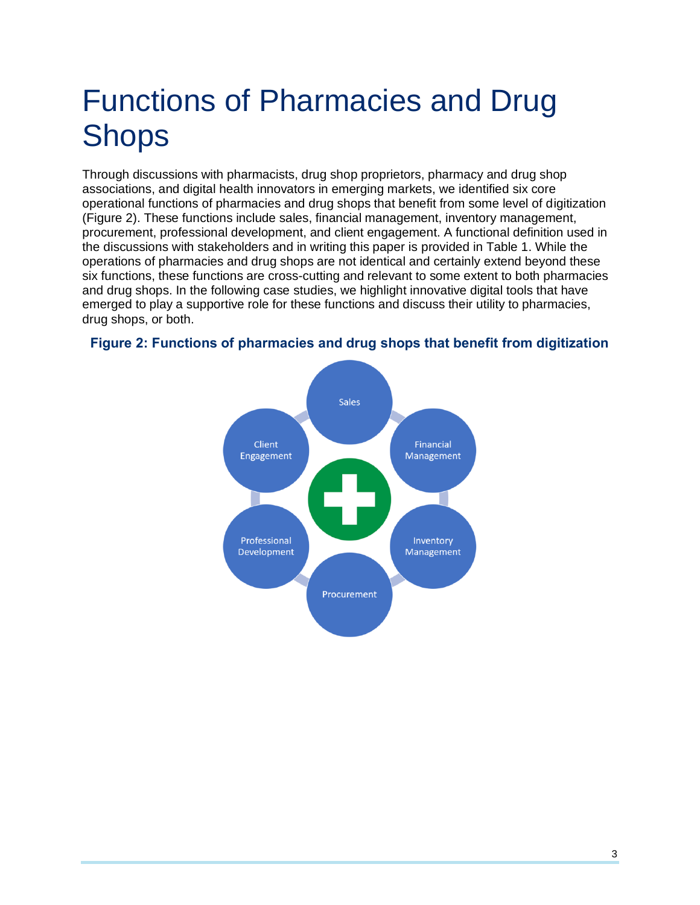# Functions of Pharmacies and Drug Shops

Through discussions with pharmacists, drug shop proprietors, pharmacy and drug shop associations, and digital health innovators in emerging markets, we identified six core operational functions of pharmacies and drug shops that benefit from some level of digitization (Figure 2). These functions include sales, financial management, inventory management, procurement, professional development, and client engagement. A functional definition used in the discussions with stakeholders and in writing this paper is provided in Table 1. While the operations of pharmacies and drug shops are not identical and certainly extend beyond these six functions, these functions are cross-cutting and relevant to some extent to both pharmacies and drug shops. In the following case studies, we highlight innovative digital tools that have emerged to play a supportive role for these functions and discuss their utility to pharmacies, drug shops, or both.

**Figure 2: Functions of pharmacies and drug shops that benefit from digitization**

Sales

Financial Management

Inventory Management

Procurement

Professional Development

Client Engagement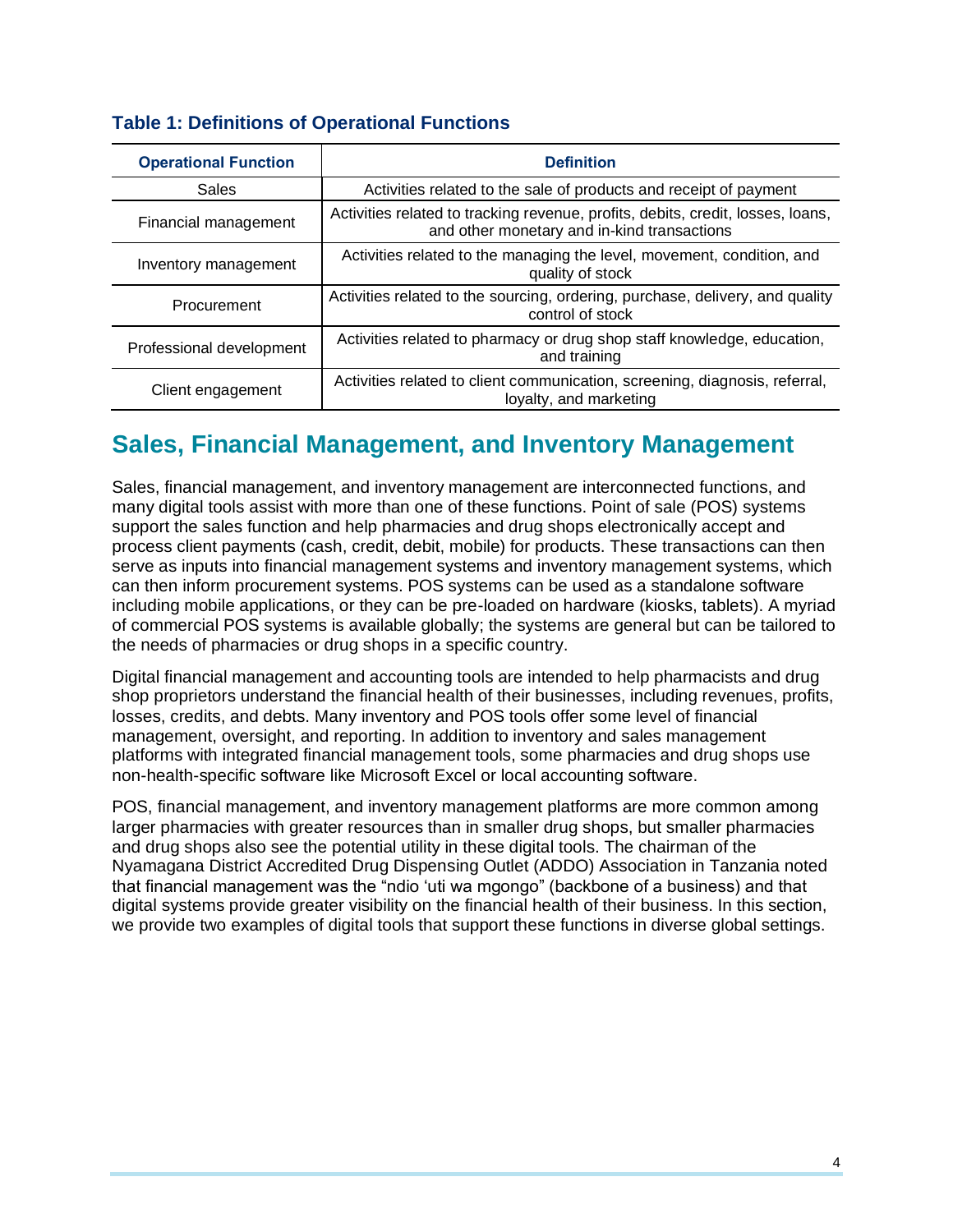**Table 1: Definitions of Operational Functions**

| Operational Function | Definition |
|---|---|
| Sales | Activities related to the sale of products and receipt of payment |
| Financial management | Activities related to tracking revenue, profits, debits, credit, losses, loans, and other monetary and in-kind transactions |
| Inventory management | Activities related to the managing the level, movement, condition, and quality of stock |
| Procurement | Activities related to the sourcing, ordering, purchase, delivery, and quality control of stock |
| Professional development | Activities related to pharmacy or drug shop staff knowledge, education, and training |
| Client engagement | Activities related to client communication, screening, diagnosis, referral, loyalty, and marketing |

## Sales, Financial Management, and Inventory Management

Sales, financial management, and inventory management are interconnected functions, and many digital tools assist with more than one of these functions. Point of sale (POS) systems support the sales function and help pharmacies and drug shops electronically accept and process client payments (cash, credit, debit, mobile) for products. These transactions can then serve as inputs into financial management systems and inventory management systems, which can then inform procurement systems. POS systems can be used as a standalone software including mobile applications, or they can be pre-loaded on hardware (kiosks, tablets). A myriad of commercial POS systems is available globally; the systems are general but can be tailored to the needs of pharmacies or drug shops in a specific country.

Digital financial management and accounting tools are intended to help pharmacists and drug shop proprietors understand the financial health of their businesses, including revenues, profits, losses, credits, and debts. Many inventory and POS tools offer some level of financial management, oversight, and reporting. In addition to inventory and sales management platforms with integrated financial management tools, some pharmacies and drug shops use non-health-specific software like Microsoft Excel or local accounting software.

POS, financial management, and inventory management platforms are more common among larger pharmacies with greater resources than in smaller drug shops, but smaller pharmacies and drug shops also see the potential utility in these digital tools. The chairman of the Nyamagana District Accredited Drug Dispensing Outlet (ADDO) Association in Tanzania noted that financial management was the "ndio 'uti wa mgongo" (backbone of a business) and that digital systems provide greater visibility on the financial health of their business. In this section, we provide two examples of digital tools that support these functions in diverse global settings.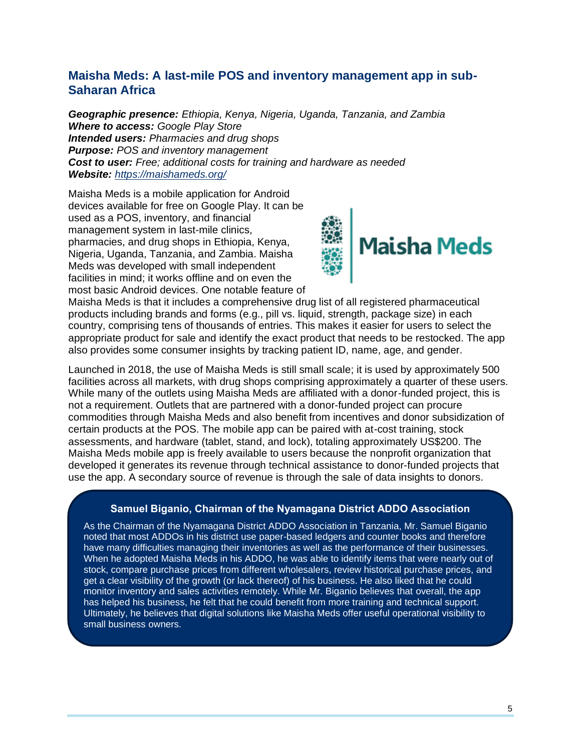## Maisha Meds: A last-mile POS and inventory management app in sub-Saharan Africa

***Geographic presence:*** *Ethiopia, Kenya, Nigeria, Uganda, Tanzania, and Zambia*
***Where to access:*** *Google Play Store*
***Intended users:*** *Pharmacies and drug shops*
***Purpose:*** *POS and inventory management*
***Cost to user:*** *Free; additional costs for training and hardware as needed*
***Website:*** *https://maishameds.org/*

Maisha Meds is a mobile application for Android devices available for free on Google Play. It can be used as a POS, inventory, and financial management system in last-mile clinics, pharmacies, and drug shops in Ethiopia, Kenya, Nigeria, Uganda, Tanzania, and Zambia. Maisha Meds was developed with small independent facilities in mind; it works offline and on even the most basic Android devices. One notable feature of Maisha Meds is that it includes a comprehensive drug list of all registered pharmaceutical products including brands and forms (e.g., pill vs. liquid, strength, package size) in each country, comprising tens of thousands of entries. This makes it easier for users to select the appropriate product for sale and identify the exact product that needs to be restocked. The app also provides some consumer insights by tracking patient ID, name, age, and gender.

Launched in 2018, the use of Maisha Meds is still small scale; it is used by approximately 500 facilities across all markets, with drug shops comprising approximately a quarter of these users. While many of the outlets using Maisha Meds are affiliated with a donor-funded project, this is not a requirement. Outlets that are partnered with a donor-funded project can procure commodities through Maisha Meds and also benefit from incentives and donor subsidization of certain products at the POS. The mobile app can be paired with at-cost training, stock assessments, and hardware (tablet, stand, and lock), totaling approximately US$200. The Maisha Meds mobile app is freely available to users because the nonprofit organization that developed it generates its revenue through technical assistance to donor-funded projects that use the app. A secondary source of revenue is through the sale of data insights to donors.

### Samuel Biganio, Chairman of the Nyamagana District ADDO Association

As the Chairman of the Nyamagana District ADDO Association in Tanzania, Mr. Samuel Biganio noted that most ADDOs in his district use paper-based ledgers and counter books and therefore have many difficulties managing their inventories as well as the performance of their businesses. When he adopted Maisha Meds in his ADDO, he was able to identify items that were nearly out of stock, compare purchase prices from different wholesalers, review historical purchase prices, and get a clear visibility of the growth (or lack thereof) of his business. He also liked that he could monitor inventory and sales activities remotely. While Mr. Biganio believes that overall, the app has helped his business, he felt that he could benefit from more training and technical support. Ultimately, he believes that digital solutions like Maisha Meds offer useful operational visibility to small business owners.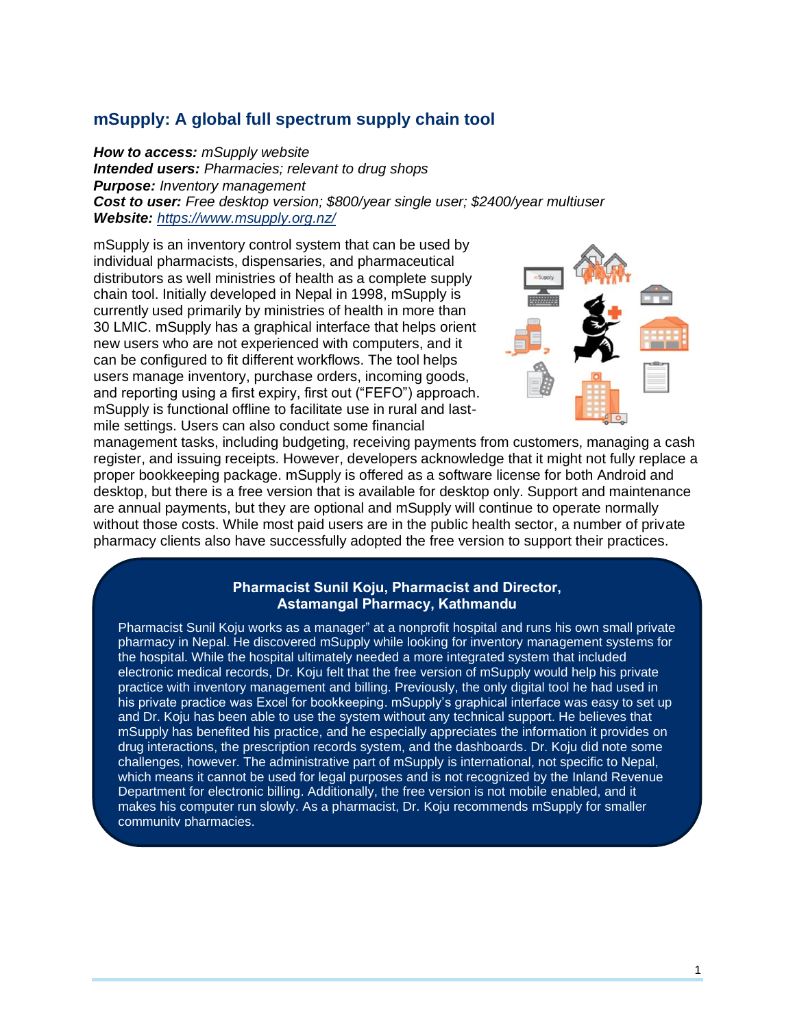## mSupply: A global full spectrum supply chain tool

***How to access:*** *mSupply website*
***Intended users:*** *Pharmacies; relevant to drug shops*
***Purpose:*** *Inventory management*
***Cost to user:*** *Free desktop version; $800/year single user; $2400/year multiuser*
***Website:*** *https://www.msupply.org.nz/*

mSupply is an inventory control system that can be used by individual pharmacists, dispensaries, and pharmaceutical distributors as well ministries of health as a complete supply chain tool. Initially developed in Nepal in 1998, mSupply is currently used primarily by ministries of health in more than 30 LMIC. mSupply has a graphical interface that helps orient new users who are not experienced with computers, and it can be configured to fit different workflows. The tool helps users manage inventory, purchase orders, incoming goods, and reporting using a first expiry, first out ("FEFO") approach. mSupply is functional offline to facilitate use in rural and last-mile settings. Users can also conduct some financial management tasks, including budgeting, receiving payments from customers, managing a cash register, and issuing receipts. However, developers acknowledge that it might not fully replace a proper bookkeeping package. mSupply is offered as a software license for both Android and desktop, but there is a free version that is available for desktop only. Support and maintenance are annual payments, but they are optional and mSupply will continue to operate normally without those costs. While most paid users are in the public health sector, a number of private pharmacy clients also have successfully adopted the free version to support their practices.

**Pharmacist Sunil Koju, Pharmacist and Director, Astamangal Pharmacy, Kathmandu**

Pharmacist Sunil Koju works as a manager" at a nonprofit hospital and runs his own small private pharmacy in Nepal. He discovered mSupply while looking for inventory management systems for the hospital. While the hospital ultimately needed a more integrated system that included electronic medical records, Dr. Koju felt that the free version of mSupply would help his private practice with inventory management and billing. Previously, the only digital tool he had used in his private practice was Excel for bookkeeping. mSupply's graphical interface was easy to set up and Dr. Koju has been able to use the system without any technical support. He believes that mSupply has benefited his practice, and he especially appreciates the information it provides on drug interactions, the prescription records system, and the dashboards. Dr. Koju did note some challenges, however. The administrative part of mSupply is international, not specific to Nepal, which means it cannot be used for legal purposes and is not recognized by the Inland Revenue Department for electronic billing. Additionally, the free version is not mobile enabled, and it makes his computer run slowly. As a pharmacist, Dr. Koju recommends mSupply for smaller community pharmacies.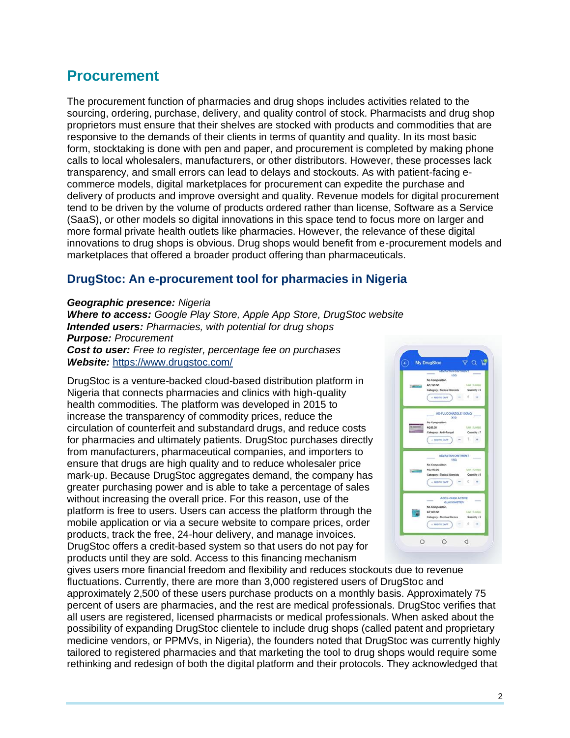## Procurement

The procurement function of pharmacies and drug shops includes activities related to the sourcing, ordering, purchase, delivery, and quality control of stock. Pharmacists and drug shop proprietors must ensure that their shelves are stocked with products and commodities that are responsive to the demands of their clients in terms of quantity and quality. In its most basic form, stocktaking is done with pen and paper, and procurement is completed by making phone calls to local wholesalers, manufacturers, or other distributors. However, these processes lack transparency, and small errors can lead to delays and stockouts. As with patient-facing e-commerce models, digital marketplaces for procurement can expedite the purchase and delivery of products and improve oversight and quality. Revenue models for digital procurement tend to be driven by the volume of products ordered rather than license, Software as a Service (SaaS), or other models so digital innovations in this space tend to focus more on larger and more formal private health outlets like pharmacies. However, the relevance of these digital innovations to drug shops is obvious. Drug shops would benefit from e-procurement models and marketplaces that offered a broader product offering than pharmaceuticals.

### DrugStoc: An e-procurement tool for pharmacies in Nigeria

***Geographic presence:*** *Nigeria*
***Where to access:*** *Google Play Store, Apple App Store, DrugStoc website*
***Intended users:*** *Pharmacies, with potential for drug shops*
***Purpose:*** *Procurement*
***Cost to user:*** *Free to register, percentage fee on purchases*
***Website:*** [https://www.drugstoc.com/](https://www.drugstoc.com/)

DrugStoc is a venture-backed cloud-based distribution platform in Nigeria that connects pharmacies and clinics with high-quality health commodities. The platform was developed in 2015 to increase the transparency of commodity prices, reduce the circulation of counterfeit and substandard drugs, and reduce costs for pharmacies and ultimately patients. DrugStoc purchases directly from manufacturers, pharmaceutical companies, and importers to ensure that drugs are high quality and to reduce wholesaler price mark-up. Because DrugStoc aggregates demand, the company has greater purchasing power and is able to take a percentage of sales without increasing the overall price. For this reason, use of the platform is free to users. Users can access the platform through the mobile application or via a secure website to compare prices, order products, track the free, 24-hour delivery, and manage invoices. DrugStoc offers a credit-based system so that users do not pay for products until they are sold. Access to this financing mechanism gives users more financial freedom and flexibility and reduces stockouts due to revenue fluctuations. Currently, there are more than 3,000 registered users of DrugStoc and approximately 2,500 of these users purchase products on a monthly basis. Approximately 75 percent of users are pharmacies, and the rest are medical professionals. DrugStoc verifies that all users are registered, licensed pharmacists or medical professionals. When asked about the possibility of expanding DrugStoc clientele to include drug shops (called patent and proprietary medicine vendors, or PPMVs, in Nigeria), the founders noted that DrugStoc was currently highly tailored to registered pharmacies and that marketing the tool to drug shops would require some rethinking and redesign of both the digital platform and their protocols. They acknowledged that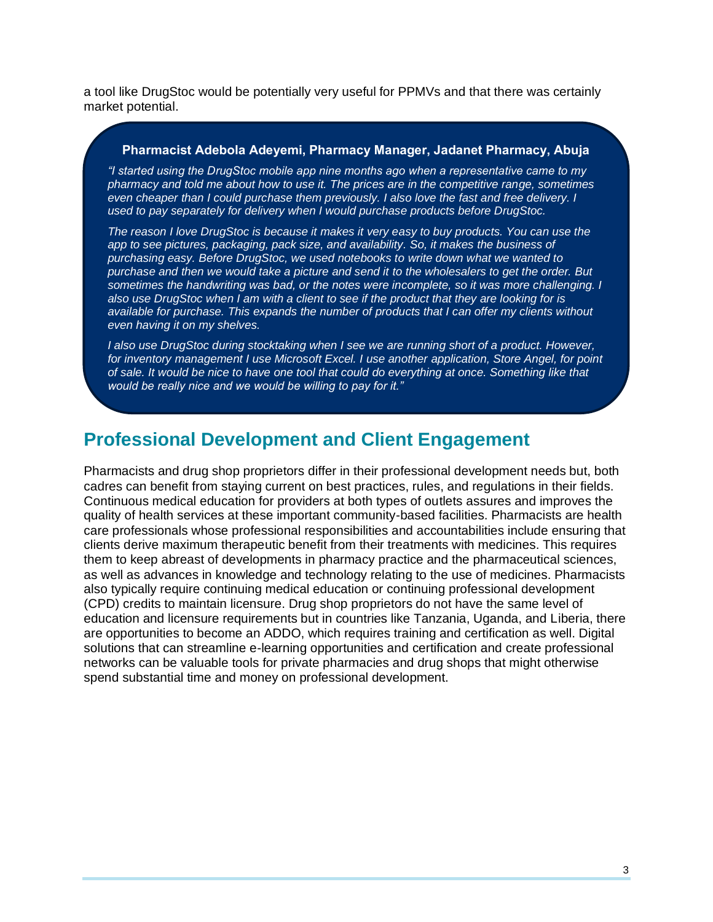a tool like DrugStoc would be potentially very useful for PPMVs and that there was certainly market potential.

> **Pharmacist Adebola Adeyemi, Pharmacy Manager, Jadanet Pharmacy, Abuja**
>
> *"I started using the DrugStoc mobile app nine months ago when a representative came to my pharmacy and told me about how to use it. The prices are in the competitive range, sometimes even cheaper than I could purchase them previously. I also love the fast and free delivery. I used to pay separately for delivery when I would purchase products before DrugStoc.*
>
> *The reason I love DrugStoc is because it makes it very easy to buy products. You can use the app to see pictures, packaging, pack size, and availability. So, it makes the business of purchasing easy. Before DrugStoc, we used notebooks to write down what we wanted to purchase and then we would take a picture and send it to the wholesalers to get the order. But sometimes the handwriting was bad, or the notes were incomplete, so it was more challenging. I also use DrugStoc when I am with a client to see if the product that they are looking for is available for purchase. This expands the number of products that I can offer my clients without even having it on my shelves.*
>
> *I also use DrugStoc during stocktaking when I see we are running short of a product. However, for inventory management I use Microsoft Excel. I use another application, Store Angel, for point of sale. It would be nice to have one tool that could do everything at once. Something like that would be really nice and we would be willing to pay for it."*

## Professional Development and Client Engagement

Pharmacists and drug shop proprietors differ in their professional development needs but, both cadres can benefit from staying current on best practices, rules, and regulations in their fields. Continuous medical education for providers at both types of outlets assures and improves the quality of health services at these important community-based facilities. Pharmacists are health care professionals whose professional responsibilities and accountabilities include ensuring that clients derive maximum therapeutic benefit from their treatments with medicines. This requires them to keep abreast of developments in pharmacy practice and the pharmaceutical sciences, as well as advances in knowledge and technology relating to the use of medicines. Pharmacists also typically require continuing medical education or continuing professional development (CPD) credits to maintain licensure. Drug shop proprietors do not have the same level of education and licensure requirements but in countries like Tanzania, Uganda, and Liberia, there are opportunities to become an ADDO, which requires training and certification as well. Digital solutions that can streamline e-learning opportunities and certification and create professional networks can be valuable tools for private pharmacies and drug shops that might otherwise spend substantial time and money on professional development.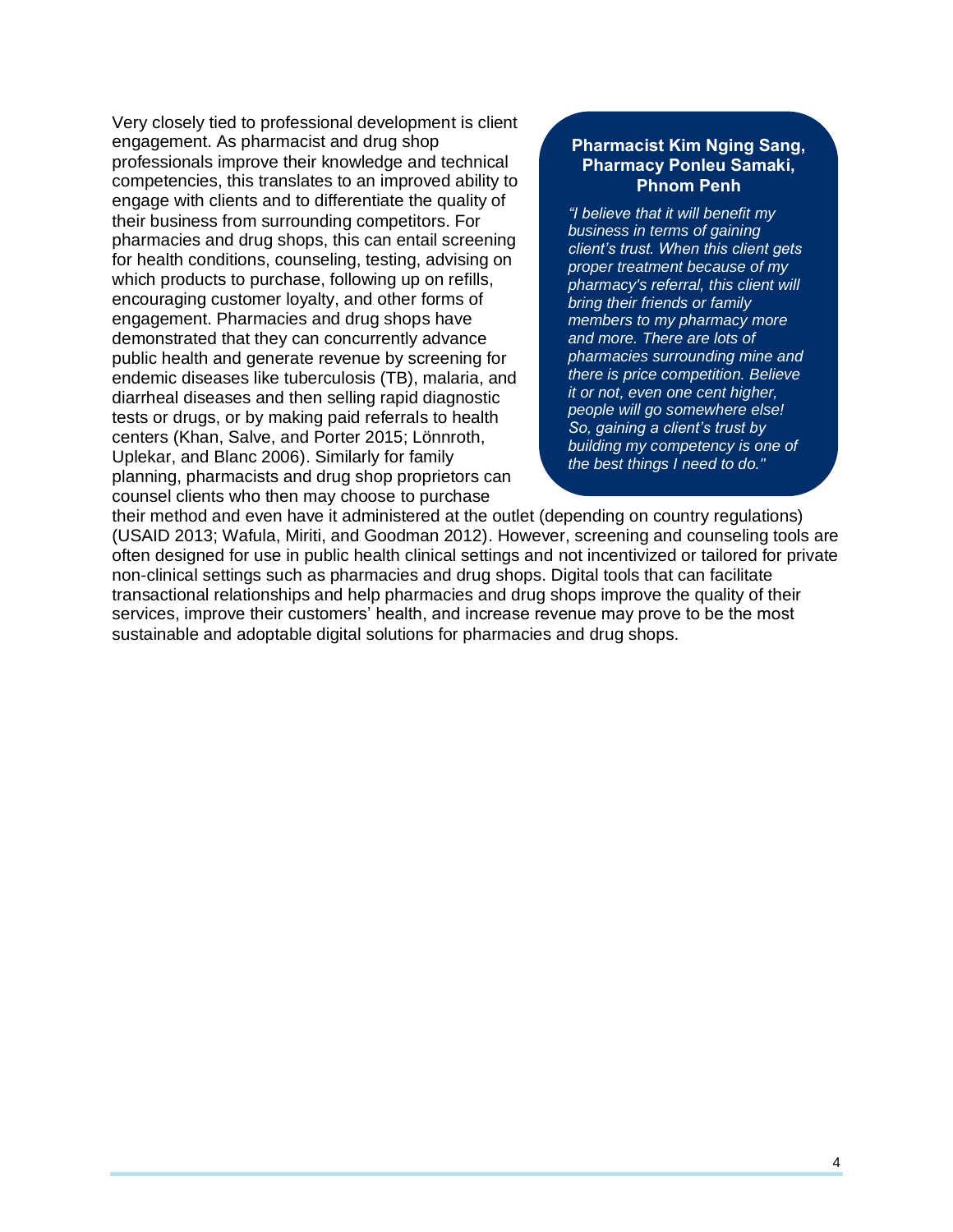Very closely tied to professional development is client engagement. As pharmacist and drug shop professionals improve their knowledge and technical competencies, this translates to an improved ability to engage with clients and to differentiate the quality of their business from surrounding competitors. For pharmacies and drug shops, this can entail screening for health conditions, counseling, testing, advising on which products to purchase, following up on refills, encouraging customer loyalty, and other forms of engagement. Pharmacies and drug shops have demonstrated that they can concurrently advance public health and generate revenue by screening for endemic diseases like tuberculosis (TB), malaria, and diarrheal diseases and then selling rapid diagnostic tests or drugs, or by making paid referrals to health centers (Khan, Salve, and Porter 2015; Lönnroth, Uplekar, and Blanc 2006). Similarly for family planning, pharmacists and drug shop proprietors can counsel clients who then may choose to purchase their method and even have it administered at the outlet (depending on country regulations) (USAID 2013; Wafula, Miriti, and Goodman 2012). However, screening and counseling tools are often designed for use in public health clinical settings and not incentivized or tailored for private non-clinical settings such as pharmacies and drug shops. Digital tools that can facilitate transactional relationships and help pharmacies and drug shops improve the quality of their services, improve their customers' health, and increase revenue may prove to be the most sustainable and adoptable digital solutions for pharmacies and drug shops.

**Pharmacist Kim Nging Sang, Pharmacy Ponleu Samaki, Phnom Penh**

*"I believe that it will benefit my business in terms of gaining client's trust. When this client gets proper treatment because of my pharmacy's referral, this client will bring their friends or family members to my pharmacy more and more. There are lots of pharmacies surrounding mine and there is price competition. Believe it or not, even one cent higher, people will go somewhere else! So, gaining a client's trust by building my competency is one of the best things I need to do."*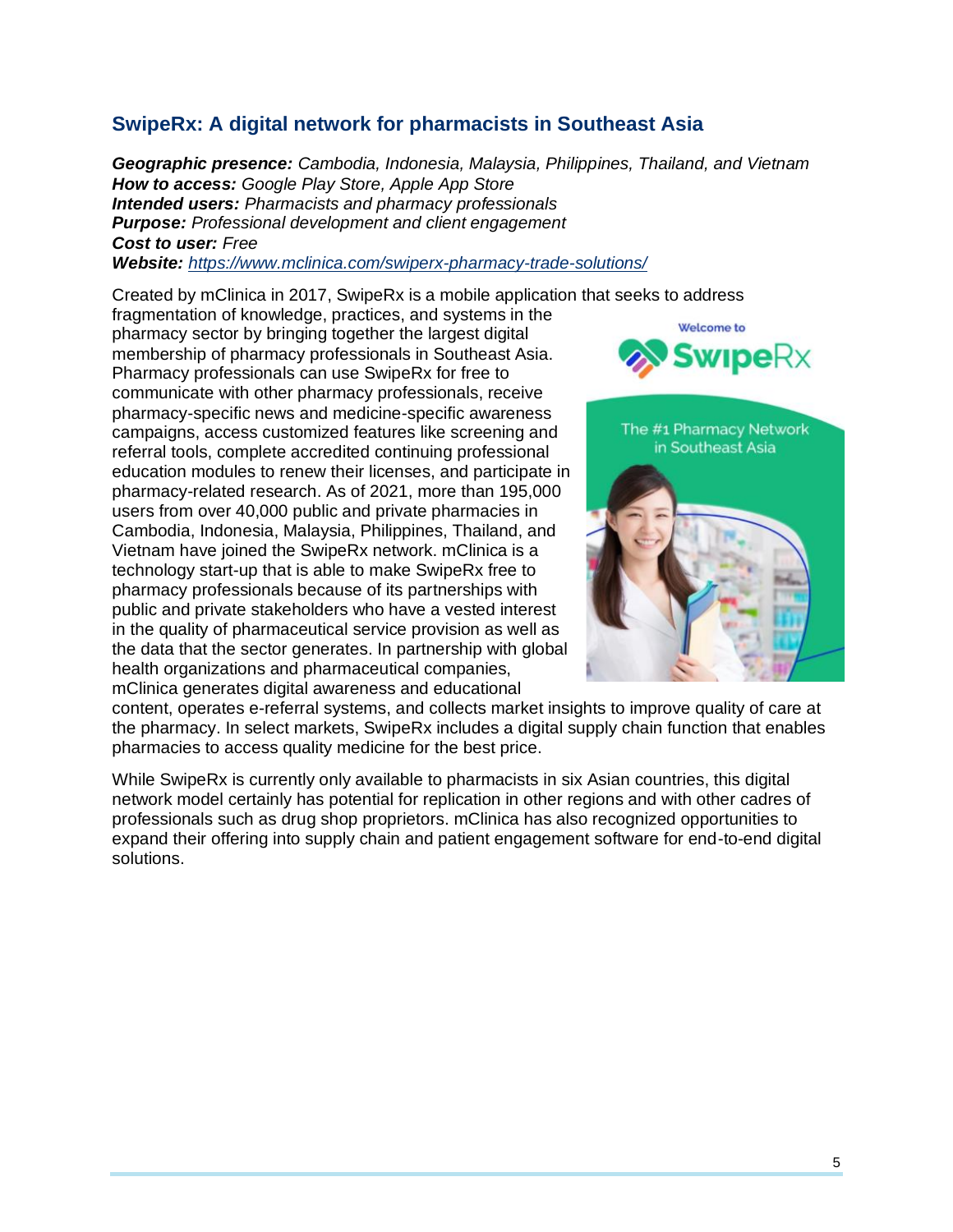## SwipeRx: A digital network for pharmacists in Southeast Asia

***Geographic presence:*** *Cambodia, Indonesia, Malaysia, Philippines, Thailand, and Vietnam*
***How to access:*** *Google Play Store, Apple App Store*
***Intended users:*** *Pharmacists and pharmacy professionals*
***Purpose:*** *Professional development and client engagement*
***Cost to user:*** *Free*
***Website:*** *https://www.mclinica.com/swiperx-pharmacy-trade-solutions/*

Created by mClinica in 2017, SwipeRx is a mobile application that seeks to address fragmentation of knowledge, practices, and systems in the pharmacy sector by bringing together the largest digital membership of pharmacy professionals in Southeast Asia. Pharmacy professionals can use SwipeRx for free to communicate with other pharmacy professionals, receive pharmacy-specific news and medicine-specific awareness campaigns, access customized features like screening and referral tools, complete accredited continuing professional education modules to renew their licenses, and participate in pharmacy-related research. As of 2021, more than 195,000 users from over 40,000 public and private pharmacies in Cambodia, Indonesia, Malaysia, Philippines, Thailand, and Vietnam have joined the SwipeRx network. mClinica is a technology start-up that is able to make SwipeRx free to pharmacy professionals because of its partnerships with public and private stakeholders who have a vested interest in the quality of pharmaceutical service provision as well as the data that the sector generates. In partnership with global health organizations and pharmaceutical companies, mClinica generates digital awareness and educational content, operates e-referral systems, and collects market insights to improve quality of care at the pharmacy. In select markets, SwipeRx includes a digital supply chain function that enables pharmacies to access quality medicine for the best price.

While SwipeRx is currently only available to pharmacists in six Asian countries, this digital network model certainly has potential for replication in other regions and with other cadres of professionals such as drug shop proprietors. mClinica has also recognized opportunities to expand their offering into supply chain and patient engagement software for end-to-end digital solutions.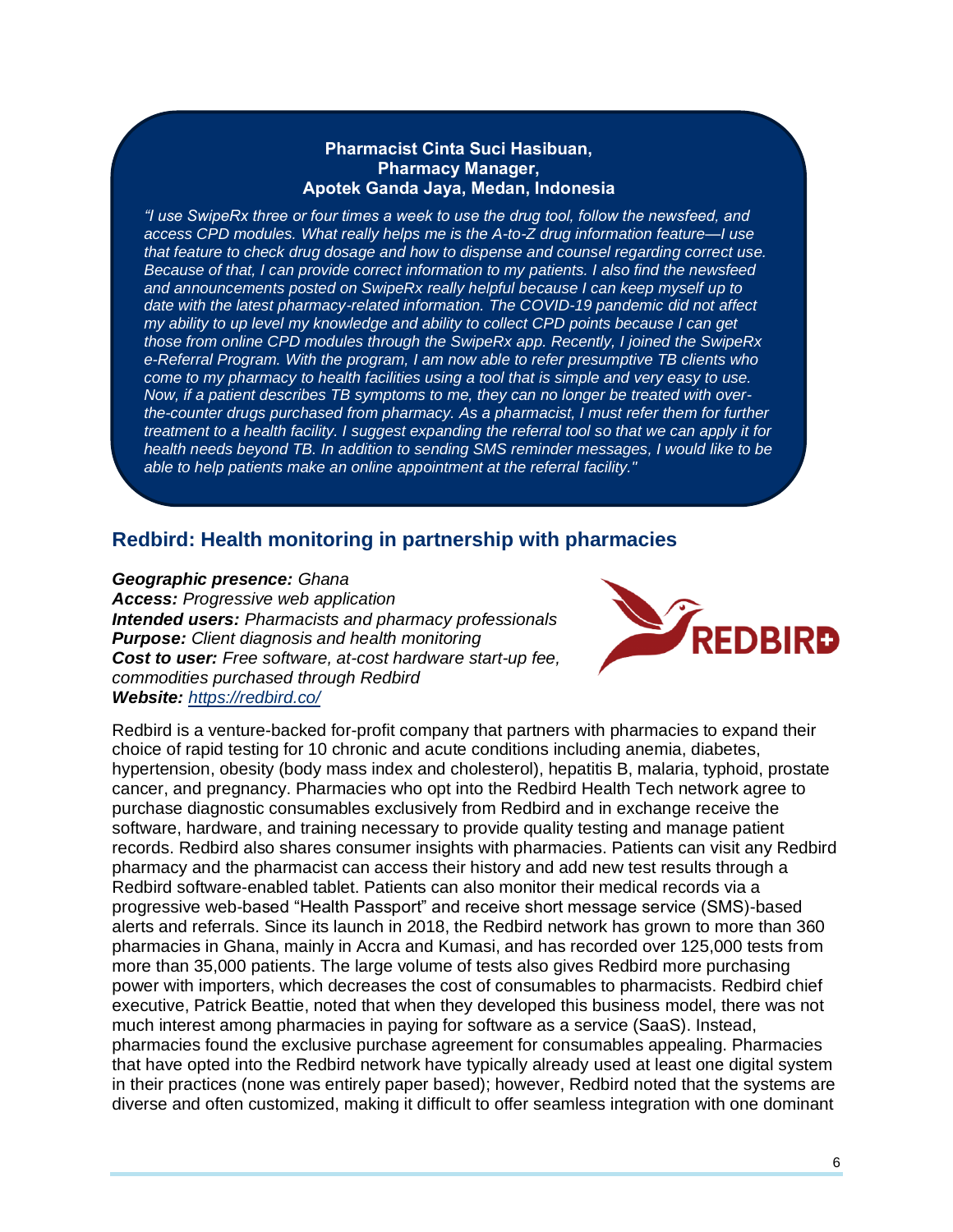**Pharmacist Cinta Suci Hasibuan,**
**Pharmacy Manager,**
**Apotek Ganda Jaya, Medan, Indonesia**

*"I use SwipeRx three or four times a week to use the drug tool, follow the newsfeed, and access CPD modules. What really helps me is the A-to-Z drug information feature—I use that feature to check drug dosage and how to dispense and counsel regarding correct use. Because of that, I can provide correct information to my patients. I also find the newsfeed and announcements posted on SwipeRx really helpful because I can keep myself up to date with the latest pharmacy-related information. The COVID-19 pandemic did not affect my ability to up level my knowledge and ability to collect CPD points because I can get those from online CPD modules through the SwipeRx app. Recently, I joined the SwipeRx e-Referral Program. With the program, I am now able to refer presumptive TB clients who come to my pharmacy to health facilities using a tool that is simple and very easy to use. Now, if a patient describes TB symptoms to me, they can no longer be treated with over-the-counter drugs purchased from pharmacy. As a pharmacist, I must refer them for further treatment to a health facility. I suggest expanding the referral tool so that we can apply it for health needs beyond TB. In addition to sending SMS reminder messages, I would like to be able to help patients make an online appointment at the referral facility."*

## Redbird: Health monitoring in partnership with pharmacies

***Geographic presence:*** *Ghana*
***Access:*** *Progressive web application*
***Intended users:*** *Pharmacists and pharmacy professionals*
***Purpose:*** *Client diagnosis and health monitoring*
***Cost to user:*** *Free software, at-cost hardware start-up fee, commodities purchased through Redbird*
***Website:*** *[https://redbird.co/](https://redbird.co/)*

REDBIRD

Redbird is a venture-backed for-profit company that partners with pharmacies to expand their choice of rapid testing for 10 chronic and acute conditions including anemia, diabetes, hypertension, obesity (body mass index and cholesterol), hepatitis B, malaria, typhoid, prostate cancer, and pregnancy. Pharmacies who opt into the Redbird Health Tech network agree to purchase diagnostic consumables exclusively from Redbird and in exchange receive the software, hardware, and training necessary to provide quality testing and manage patient records. Redbird also shares consumer insights with pharmacies. Patients can visit any Redbird pharmacy and the pharmacist can access their history and add new test results through a Redbird software-enabled tablet. Patients can also monitor their medical records via a progressive web-based "Health Passport" and receive short message service (SMS)-based alerts and referrals. Since its launch in 2018, the Redbird network has grown to more than 360 pharmacies in Ghana, mainly in Accra and Kumasi, and has recorded over 125,000 tests from more than 35,000 patients. The large volume of tests also gives Redbird more purchasing power with importers, which decreases the cost of consumables to pharmacists. Redbird chief executive, Patrick Beattie, noted that when they developed this business model, there was not much interest among pharmacies in paying for software as a service (SaaS). Instead, pharmacies found the exclusive purchase agreement for consumables appealing. Pharmacies that have opted into the Redbird network have typically already used at least one digital system in their practices (none was entirely paper based); however, Redbird noted that the systems are diverse and often customized, making it difficult to offer seamless integration with one dominant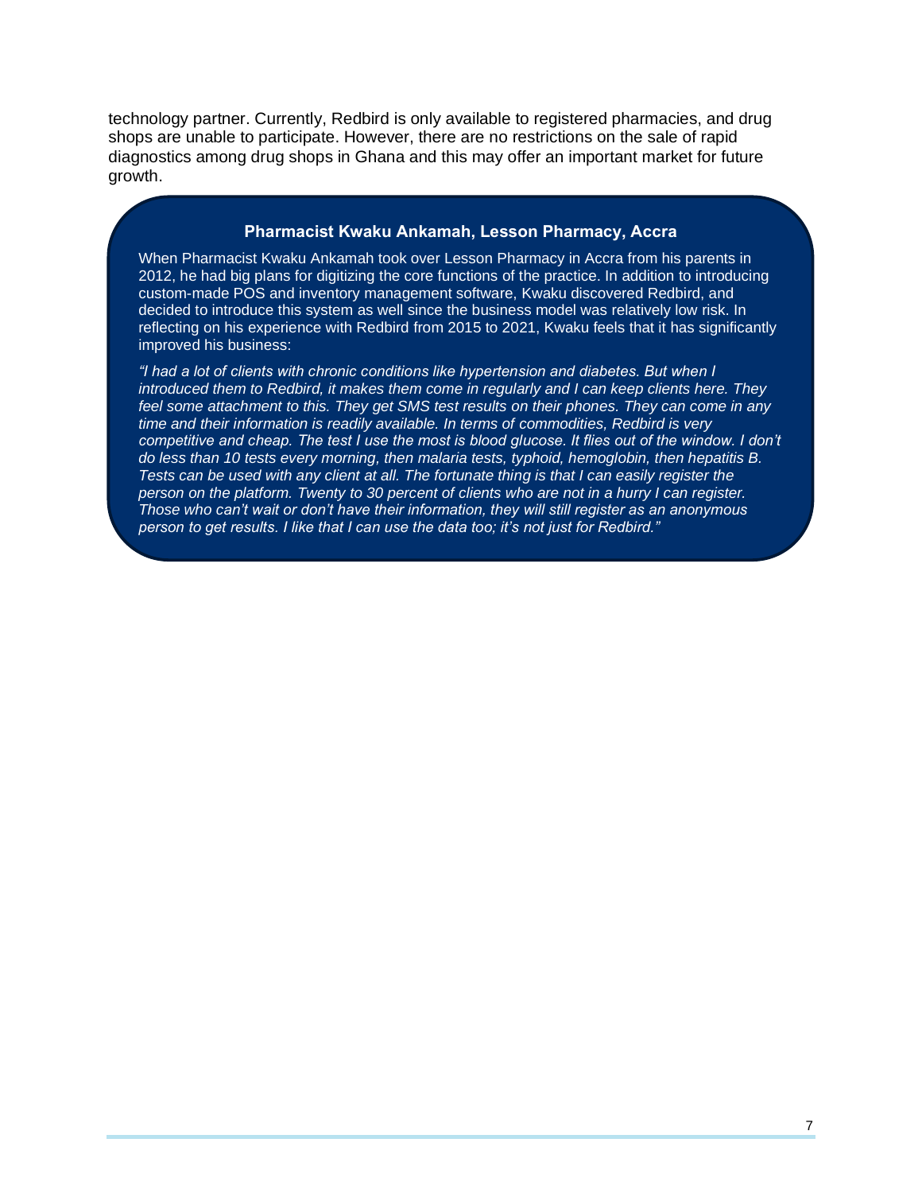technology partner. Currently, Redbird is only available to registered pharmacies, and drug shops are unable to participate. However, there are no restrictions on the sale of rapid diagnostics among drug shops in Ghana and this may offer an important market for future growth.

**Pharmacist Kwaku Ankamah, Lesson Pharmacy, Accra**

When Pharmacist Kwaku Ankamah took over Lesson Pharmacy in Accra from his parents in 2012, he had big plans for digitizing the core functions of the practice. In addition to introducing custom-made POS and inventory management software, Kwaku discovered Redbird, and decided to introduce this system as well since the business model was relatively low risk. In reflecting on his experience with Redbird from 2015 to 2021, Kwaku feels that it has significantly improved his business:

*"I had a lot of clients with chronic conditions like hypertension and diabetes. But when I introduced them to Redbird, it makes them come in regularly and I can keep clients here. They feel some attachment to this. They get SMS test results on their phones. They can come in any time and their information is readily available. In terms of commodities, Redbird is very competitive and cheap. The test I use the most is blood glucose. It flies out of the window. I don't do less than 10 tests every morning, then malaria tests, typhoid, hemoglobin, then hepatitis B. Tests can be used with any client at all. The fortunate thing is that I can easily register the person on the platform. Twenty to 30 percent of clients who are not in a hurry I can register. Those who can't wait or don't have their information, they will still register as an anonymous person to get results. I like that I can use the data too; it's not just for Redbird."*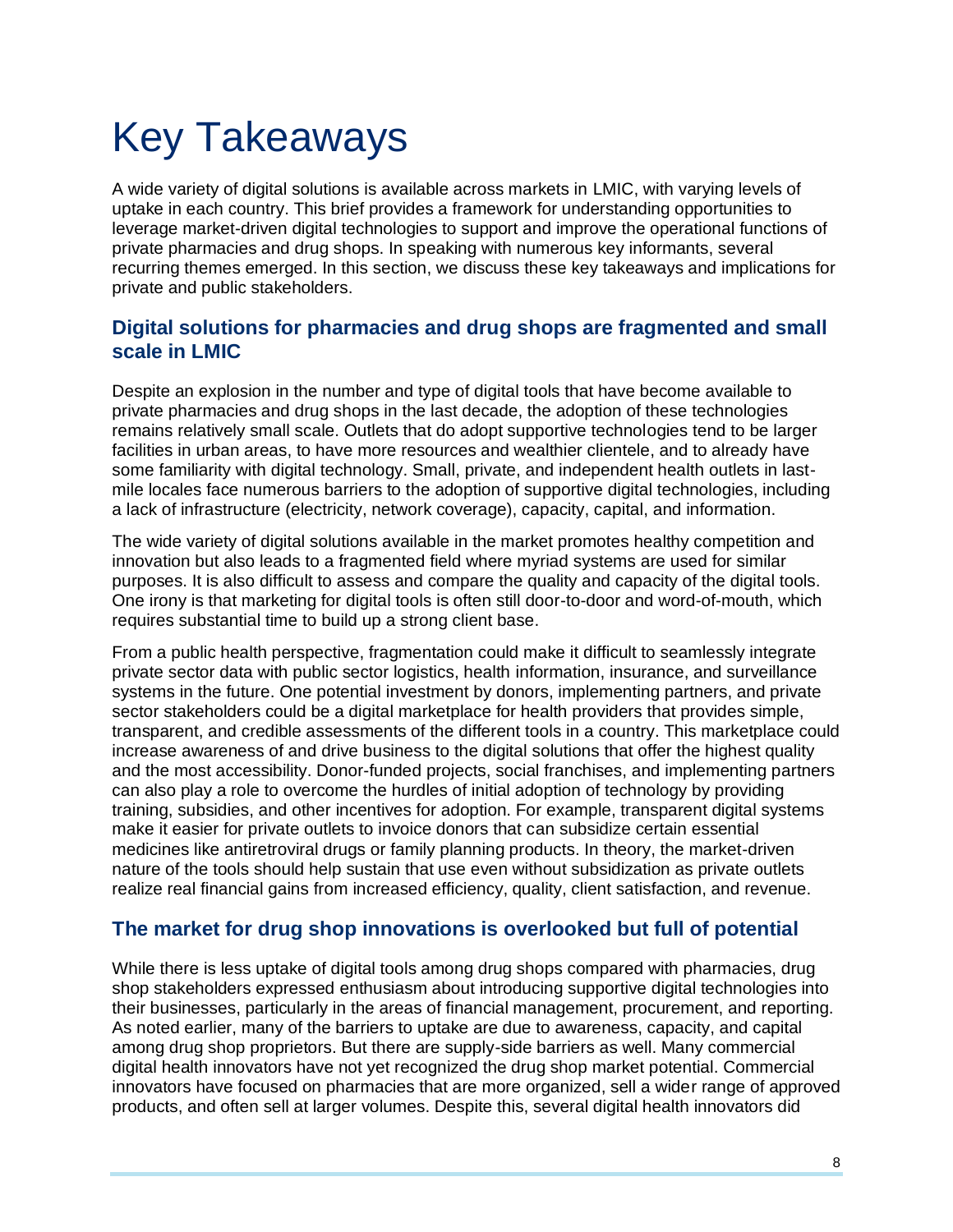# Key Takeaways

A wide variety of digital solutions is available across markets in LMIC, with varying levels of uptake in each country. This brief provides a framework for understanding opportunities to leverage market-driven digital technologies to support and improve the operational functions of private pharmacies and drug shops. In speaking with numerous key informants, several recurring themes emerged. In this section, we discuss these key takeaways and implications for private and public stakeholders.

## Digital solutions for pharmacies and drug shops are fragmented and small scale in LMIC

Despite an explosion in the number and type of digital tools that have become available to private pharmacies and drug shops in the last decade, the adoption of these technologies remains relatively small scale. Outlets that do adopt supportive technologies tend to be larger facilities in urban areas, to have more resources and wealthier clientele, and to already have some familiarity with digital technology. Small, private, and independent health outlets in last-mile locales face numerous barriers to the adoption of supportive digital technologies, including a lack of infrastructure (electricity, network coverage), capacity, capital, and information.

The wide variety of digital solutions available in the market promotes healthy competition and innovation but also leads to a fragmented field where myriad systems are used for similar purposes. It is also difficult to assess and compare the quality and capacity of the digital tools. One irony is that marketing for digital tools is often still door-to-door and word-of-mouth, which requires substantial time to build up a strong client base.

From a public health perspective, fragmentation could make it difficult to seamlessly integrate private sector data with public sector logistics, health information, insurance, and surveillance systems in the future. One potential investment by donors, implementing partners, and private sector stakeholders could be a digital marketplace for health providers that provides simple, transparent, and credible assessments of the different tools in a country. This marketplace could increase awareness of and drive business to the digital solutions that offer the highest quality and the most accessibility. Donor-funded projects, social franchises, and implementing partners can also play a role to overcome the hurdles of initial adoption of technology by providing training, subsidies, and other incentives for adoption. For example, transparent digital systems make it easier for private outlets to invoice donors that can subsidize certain essential medicines like antiretroviral drugs or family planning products. In theory, the market-driven nature of the tools should help sustain that use even without subsidization as private outlets realize real financial gains from increased efficiency, quality, client satisfaction, and revenue.

## The market for drug shop innovations is overlooked but full of potential

While there is less uptake of digital tools among drug shops compared with pharmacies, drug shop stakeholders expressed enthusiasm about introducing supportive digital technologies into their businesses, particularly in the areas of financial management, procurement, and reporting. As noted earlier, many of the barriers to uptake are due to awareness, capacity, and capital among drug shop proprietors. But there are supply-side barriers as well. Many commercial digital health innovators have not yet recognized the drug shop market potential. Commercial innovators have focused on pharmacies that are more organized, sell a wider range of approved products, and often sell at larger volumes. Despite this, several digital health innovators did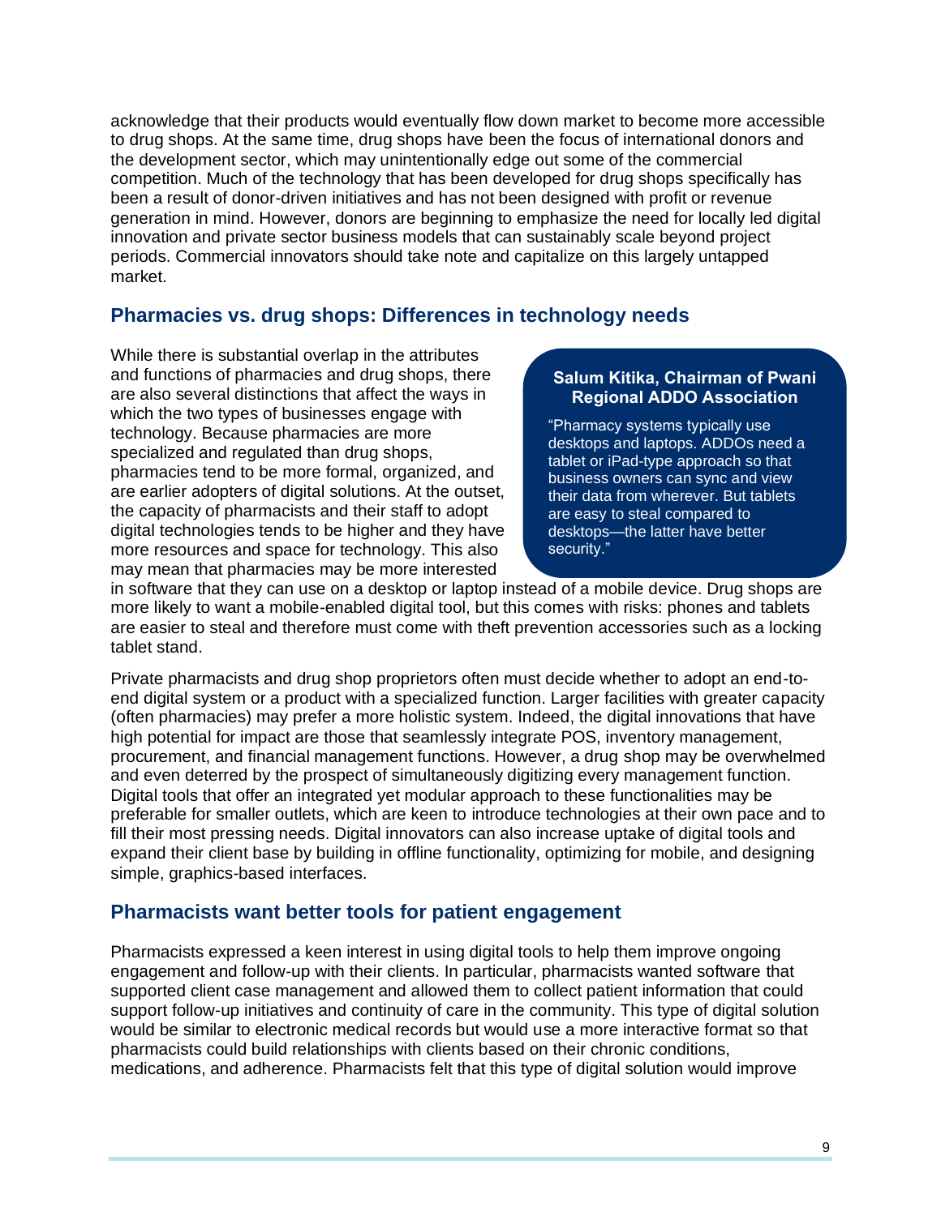acknowledge that their products would eventually flow down market to become more accessible to drug shops. At the same time, drug shops have been the focus of international donors and the development sector, which may unintentionally edge out some of the commercial competition. Much of the technology that has been developed for drug shops specifically has been a result of donor-driven initiatives and has not been designed with profit or revenue generation in mind. However, donors are beginning to emphasize the need for locally led digital innovation and private sector business models that can sustainably scale beyond project periods. Commercial innovators should take note and capitalize on this largely untapped market.

## Pharmacies vs. drug shops: Differences in technology needs

While there is substantial overlap in the attributes and functions of pharmacies and drug shops, there are also several distinctions that affect the ways in which the two types of businesses engage with technology. Because pharmacies are more specialized and regulated than drug shops, pharmacies tend to be more formal, organized, and are earlier adopters of digital solutions. At the outset, the capacity of pharmacists and their staff to adopt digital technologies tends to be higher and they have more resources and space for technology. This also may mean that pharmacies may be more interested in software that they can use on a desktop or laptop instead of a mobile device. Drug shops are more likely to want a mobile-enabled digital tool, but this comes with risks: phones and tablets are easier to steal and therefore must come with theft prevention accessories such as a locking tablet stand.

> **Salum Kitika, Chairman of Pwani Regional ADDO Association**
>
> "Pharmacy systems typically use desktops and laptops. ADDOs need a tablet or iPad-type approach so that business owners can sync and view their data from wherever. But tablets are easy to steal compared to desktops—the latter have better security."

Private pharmacists and drug shop proprietors often must decide whether to adopt an end-to-end digital system or a product with a specialized function. Larger facilities with greater capacity (often pharmacies) may prefer a more holistic system. Indeed, the digital innovations that have high potential for impact are those that seamlessly integrate POS, inventory management, procurement, and financial management functions. However, a drug shop may be overwhelmed and even deterred by the prospect of simultaneously digitizing every management function. Digital tools that offer an integrated yet modular approach to these functionalities may be preferable for smaller outlets, which are keen to introduce technologies at their own pace and to fill their most pressing needs. Digital innovators can also increase uptake of digital tools and expand their client base by building in offline functionality, optimizing for mobile, and designing simple, graphics-based interfaces.

## Pharmacists want better tools for patient engagement

Pharmacists expressed a keen interest in using digital tools to help them improve ongoing engagement and follow-up with their clients. In particular, pharmacists wanted software that supported client case management and allowed them to collect patient information that could support follow-up initiatives and continuity of care in the community. This type of digital solution would be similar to electronic medical records but would use a more interactive format so that pharmacists could build relationships with clients based on their chronic conditions, medications, and adherence. Pharmacists felt that this type of digital solution would improve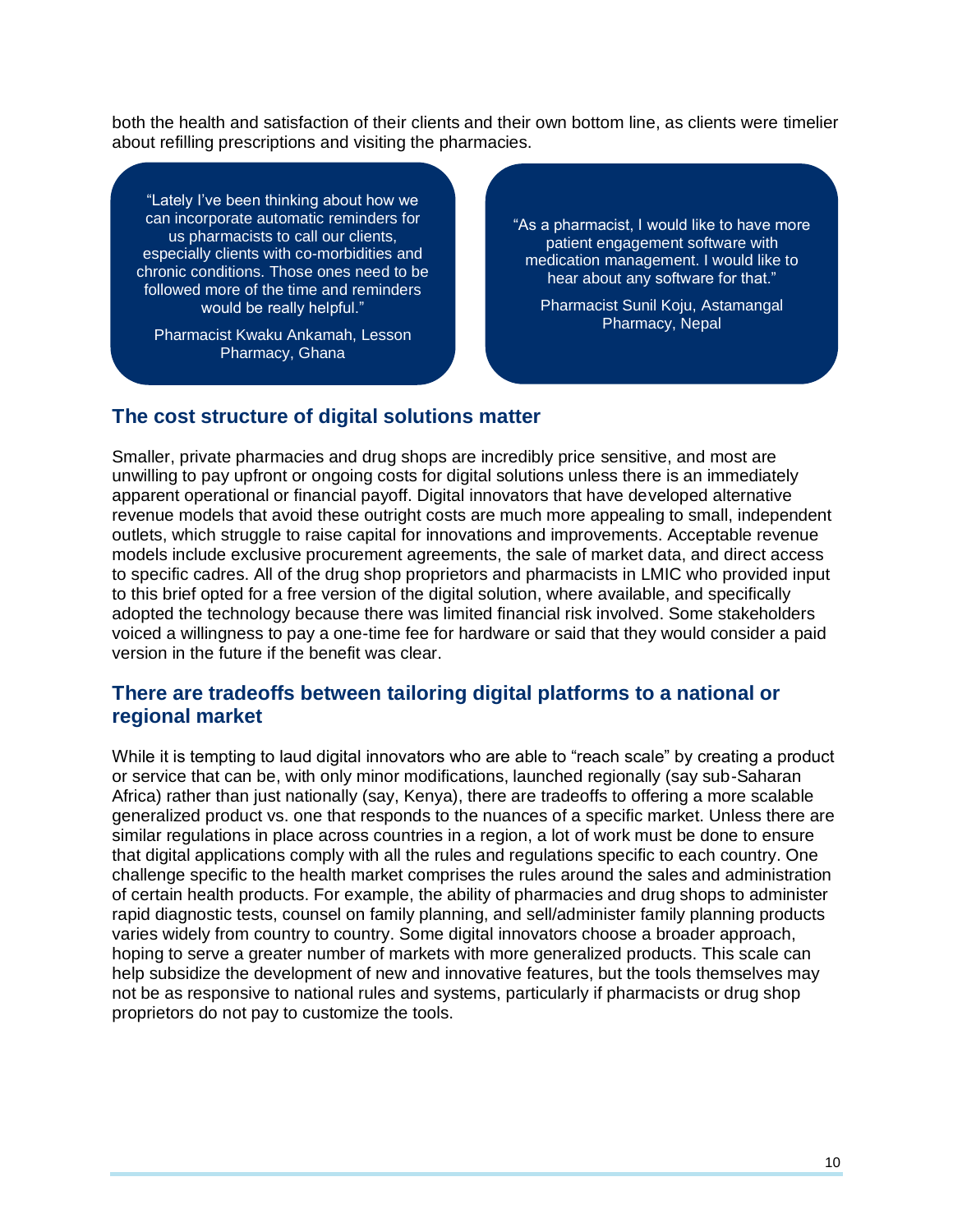both the health and satisfaction of their clients and their own bottom line, as clients were timelier about refilling prescriptions and visiting the pharmacies.

> "Lately I've been thinking about how we can incorporate automatic reminders for us pharmacists to call our clients, especially clients with co-morbidities and chronic conditions. Those ones need to be followed more of the time and reminders would be really helpful."
>
> Pharmacist Kwaku Ankamah, Lesson Pharmacy, Ghana

> "As a pharmacist, I would like to have more patient engagement software with medication management. I would like to hear about any software for that."
>
> Pharmacist Sunil Koju, Astamangal Pharmacy, Nepal

## The cost structure of digital solutions matter

Smaller, private pharmacies and drug shops are incredibly price sensitive, and most are unwilling to pay upfront or ongoing costs for digital solutions unless there is an immediately apparent operational or financial payoff. Digital innovators that have developed alternative revenue models that avoid these outright costs are much more appealing to small, independent outlets, which struggle to raise capital for innovations and improvements. Acceptable revenue models include exclusive procurement agreements, the sale of market data, and direct access to specific cadres. All of the drug shop proprietors and pharmacists in LMIC who provided input to this brief opted for a free version of the digital solution, where available, and specifically adopted the technology because there was limited financial risk involved. Some stakeholders voiced a willingness to pay a one-time fee for hardware or said that they would consider a paid version in the future if the benefit was clear.

## There are tradeoffs between tailoring digital platforms to a national or regional market

While it is tempting to laud digital innovators who are able to "reach scale" by creating a product or service that can be, with only minor modifications, launched regionally (say sub-Saharan Africa) rather than just nationally (say, Kenya), there are tradeoffs to offering a more scalable generalized product vs. one that responds to the nuances of a specific market. Unless there are similar regulations in place across countries in a region, a lot of work must be done to ensure that digital applications comply with all the rules and regulations specific to each country. One challenge specific to the health market comprises the rules around the sales and administration of certain health products. For example, the ability of pharmacies and drug shops to administer rapid diagnostic tests, counsel on family planning, and sell/administer family planning products varies widely from country to country. Some digital innovators choose a broader approach, hoping to serve a greater number of markets with more generalized products. This scale can help subsidize the development of new and innovative features, but the tools themselves may not be as responsive to national rules and systems, particularly if pharmacists or drug shop proprietors do not pay to customize the tools.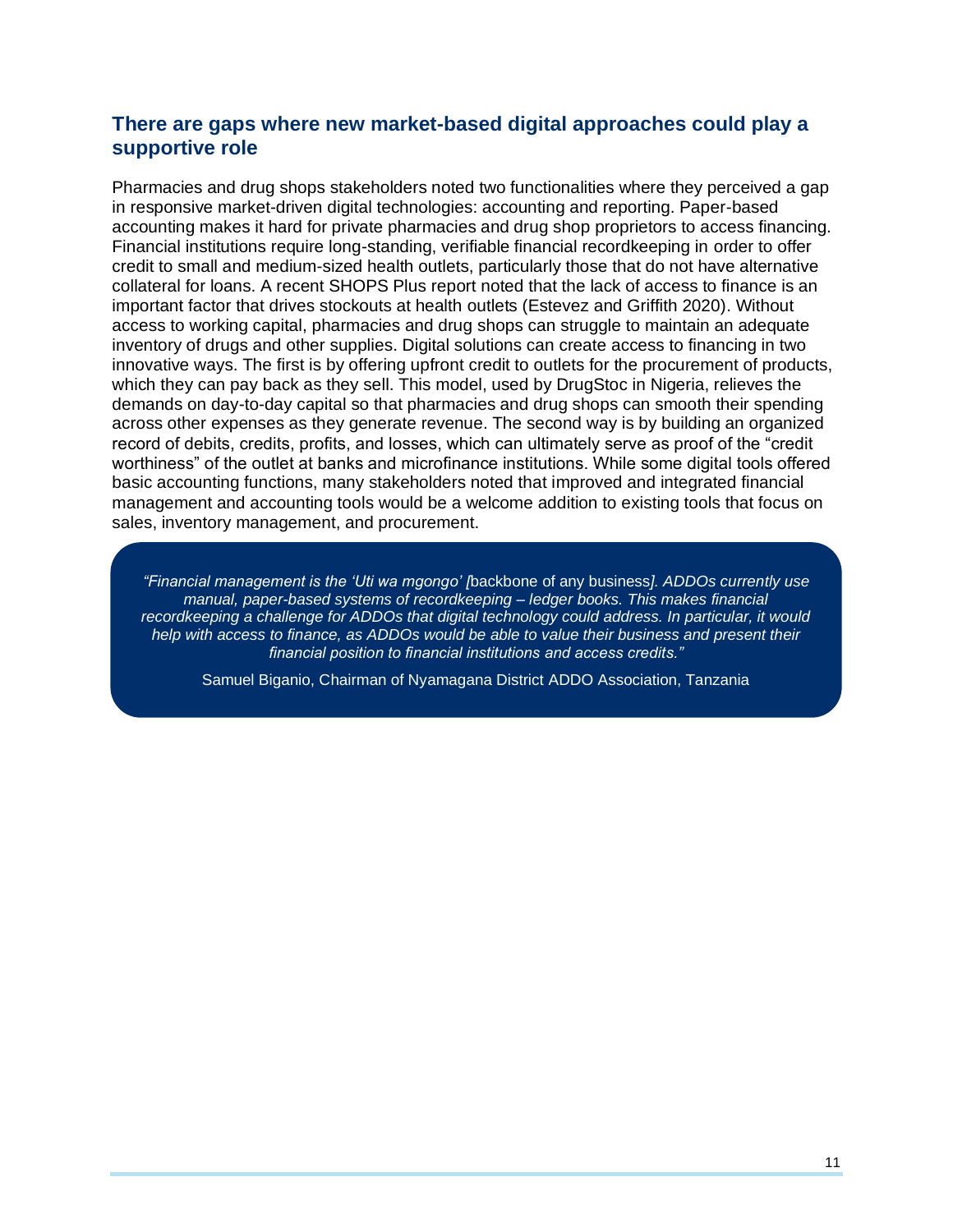## There are gaps where new market-based digital approaches could play a supportive role

Pharmacies and drug shops stakeholders noted two functionalities where they perceived a gap in responsive market-driven digital technologies: accounting and reporting. Paper-based accounting makes it hard for private pharmacies and drug shop proprietors to access financing. Financial institutions require long-standing, verifiable financial recordkeeping in order to offer credit to small and medium-sized health outlets, particularly those that do not have alternative collateral for loans. A recent SHOPS Plus report noted that the lack of access to finance is an important factor that drives stockouts at health outlets (Estevez and Griffith 2020). Without access to working capital, pharmacies and drug shops can struggle to maintain an adequate inventory of drugs and other supplies. Digital solutions can create access to financing in two innovative ways. The first is by offering upfront credit to outlets for the procurement of products, which they can pay back as they sell. This model, used by DrugStoc in Nigeria, relieves the demands on day-to-day capital so that pharmacies and drug shops can smooth their spending across other expenses as they generate revenue. The second way is by building an organized record of debits, credits, profits, and losses, which can ultimately serve as proof of the "credit worthiness" of the outlet at banks and microfinance institutions. While some digital tools offered basic accounting functions, many stakeholders noted that improved and integrated financial management and accounting tools would be a welcome addition to existing tools that focus on sales, inventory management, and procurement.

> *"Financial management is the 'Uti wa mgongo' [*backbone of any business*]. ADDOs currently use manual, paper-based systems of recordkeeping – ledger books. This makes financial recordkeeping a challenge for ADDOs that digital technology could address. In particular, it would help with access to finance, as ADDOs would be able to value their business and present their financial position to financial institutions and access credits."*
>
> Samuel Biganio, Chairman of Nyamagana District ADDO Association, Tanzania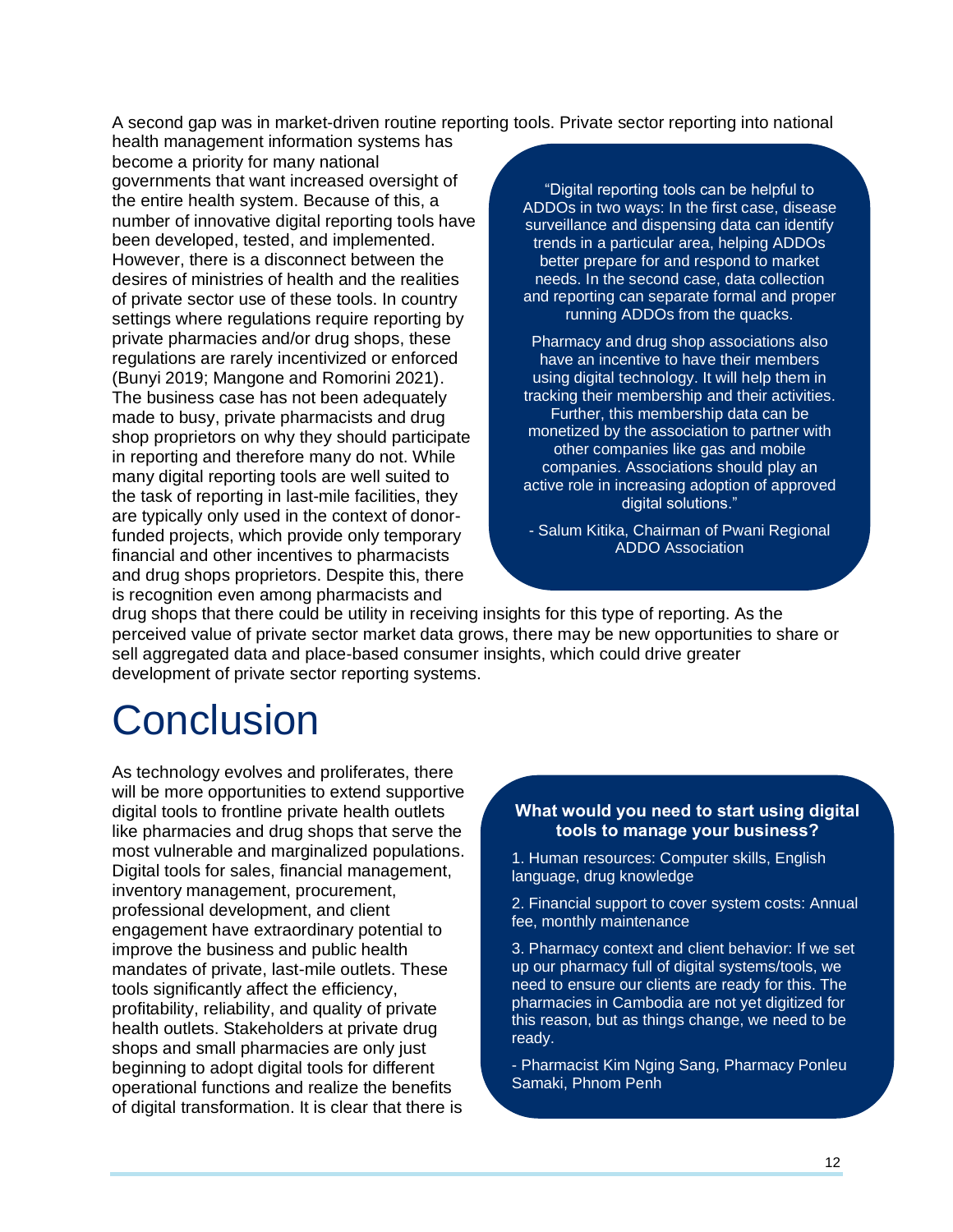A second gap was in market-driven routine reporting tools. Private sector reporting into national health management information systems has become a priority for many national governments that want increased oversight of the entire health system. Because of this, a number of innovative digital reporting tools have been developed, tested, and implemented. However, there is a disconnect between the desires of ministries of health and the realities of private sector use of these tools. In country settings where regulations require reporting by private pharmacies and/or drug shops, these regulations are rarely incentivized or enforced (Bunyi 2019; Mangone and Romorini 2021). The business case has not been adequately made to busy, private pharmacists and drug shop proprietors on why they should participate in reporting and therefore many do not. While many digital reporting tools are well suited to the task of reporting in last-mile facilities, they are typically only used in the context of donor-funded projects, which provide only temporary financial and other incentives to pharmacists and drug shops proprietors. Despite this, there is recognition even among pharmacists and drug shops that there could be utility in receiving insights for this type of reporting. As the perceived value of private sector market data grows, there may be new opportunities to share or sell aggregated data and place-based consumer insights, which could drive greater development of private sector reporting systems.

> "Digital reporting tools can be helpful to ADDOs in two ways: In the first case, disease surveillance and dispensing data can identify trends in a particular area, helping ADDOs better prepare for and respond to market needs. In the second case, data collection and reporting can separate formal and proper running ADDOs from the quacks.
>
> Pharmacy and drug shop associations also have an incentive to have their members using digital technology. It will help them in tracking their membership and their activities. Further, this membership data can be monetized by the association to partner with other companies like gas and mobile companies. Associations should play an active role in increasing adoption of approved digital solutions."
>
> - Salum Kitika, Chairman of Pwani Regional ADDO Association

# Conclusion

As technology evolves and proliferates, there will be more opportunities to extend supportive digital tools to frontline private health outlets like pharmacies and drug shops that serve the most vulnerable and marginalized populations. Digital tools for sales, financial management, inventory management, procurement, professional development, and client engagement have extraordinary potential to improve the business and public health mandates of private, last-mile outlets. These tools significantly affect the efficiency, profitability, reliability, and quality of private health outlets. Stakeholders at private drug shops and small pharmacies are only just beginning to adopt digital tools for different operational functions and realize the benefits of digital transformation. It is clear that there is

> **What would you need to start using digital tools to manage your business?**
>
> 1. Human resources: Computer skills, English language, drug knowledge
>
> 2. Financial support to cover system costs: Annual fee, monthly maintenance
>
> 3. Pharmacy context and client behavior: If we set up our pharmacy full of digital systems/tools, we need to ensure our clients are ready for this. The pharmacies in Cambodia are not yet digitized for this reason, but as things change, we need to be ready.
>
> - Pharmacist Kim Nging Sang, Pharmacy Ponleu Samaki, Phnom Penh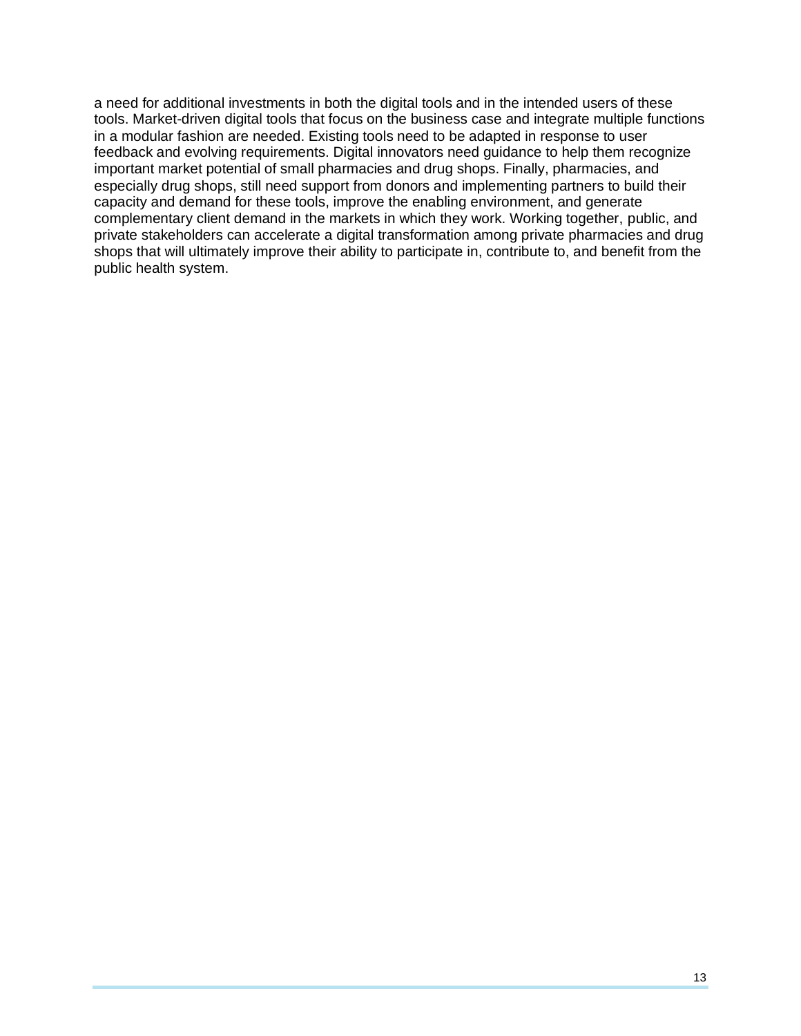a need for additional investments in both the digital tools and in the intended users of these tools. Market-driven digital tools that focus on the business case and integrate multiple functions in a modular fashion are needed. Existing tools need to be adapted in response to user feedback and evolving requirements. Digital innovators need guidance to help them recognize important market potential of small pharmacies and drug shops. Finally, pharmacies, and especially drug shops, still need support from donors and implementing partners to build their capacity and demand for these tools, improve the enabling environment, and generate complementary client demand in the markets in which they work. Working together, public, and private stakeholders can accelerate a digital transformation among private pharmacies and drug shops that will ultimately improve their ability to participate in, contribute to, and benefit from the public health system.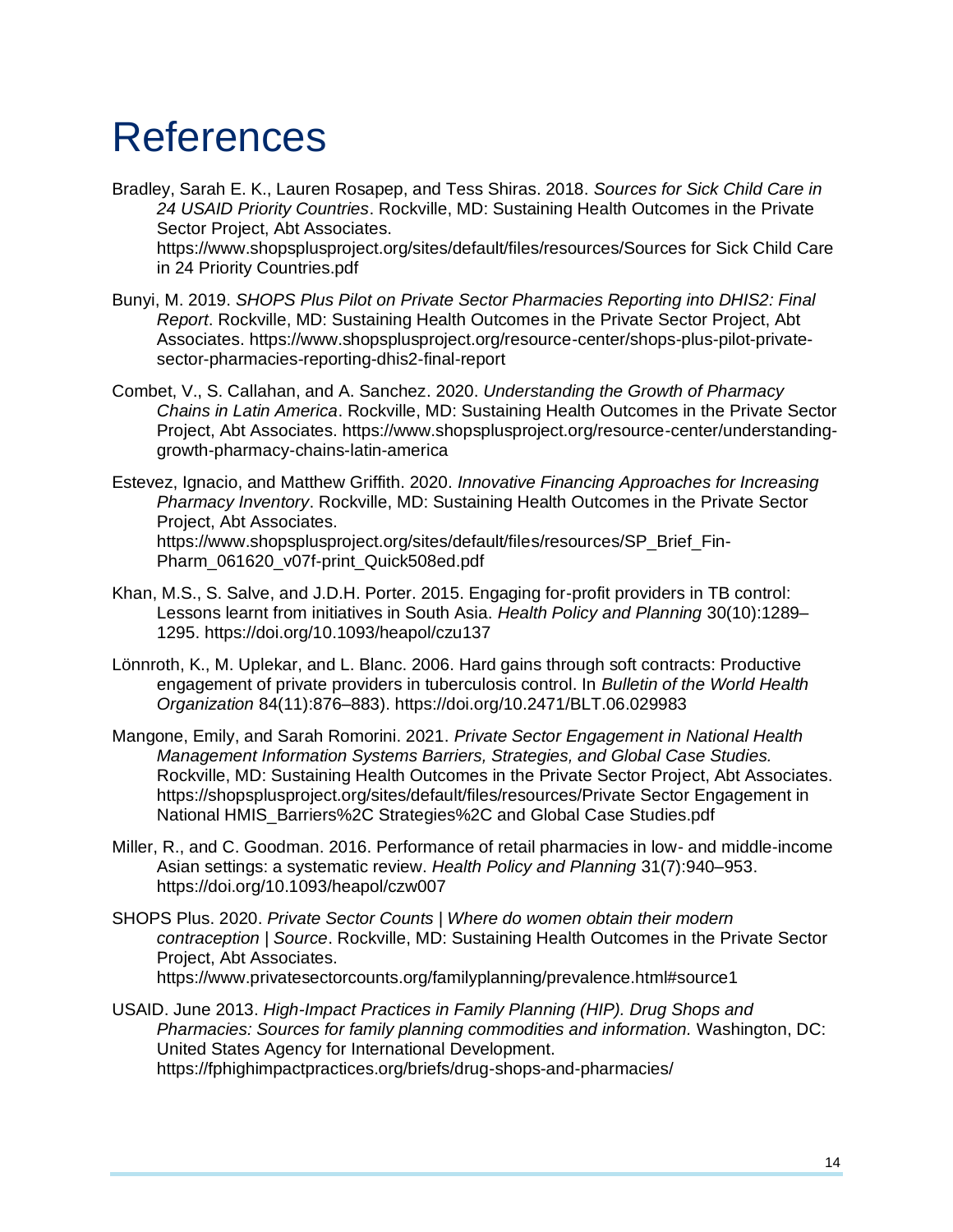# References

Bradley, Sarah E. K., Lauren Rosapep, and Tess Shiras. 2018. *Sources for Sick Child Care in 24 USAID Priority Countries*. Rockville, MD: Sustaining Health Outcomes in the Private Sector Project, Abt Associates. https://www.shopsplusproject.org/sites/default/files/resources/Sources for Sick Child Care in 24 Priority Countries.pdf

Bunyi, M. 2019. *SHOPS Plus Pilot on Private Sector Pharmacies Reporting into DHIS2: Final Report*. Rockville, MD: Sustaining Health Outcomes in the Private Sector Project, Abt Associates. https://www.shopsplusproject.org/resource-center/shops-plus-pilot-private-sector-pharmacies-reporting-dhis2-final-report

Combet, V., S. Callahan, and A. Sanchez. 2020. *Understanding the Growth of Pharmacy Chains in Latin America*. Rockville, MD: Sustaining Health Outcomes in the Private Sector Project, Abt Associates. https://www.shopsplusproject.org/resource-center/understanding-growth-pharmacy-chains-latin-america

Estevez, Ignacio, and Matthew Griffith. 2020. *Innovative Financing Approaches for Increasing Pharmacy Inventory*. Rockville, MD: Sustaining Health Outcomes in the Private Sector Project, Abt Associates. https://www.shopsplusproject.org/sites/default/files/resources/SP_Brief_Fin-Pharm_061620_v07f-print_Quick508ed.pdf

Khan, M.S., S. Salve, and J.D.H. Porter. 2015. Engaging for-profit providers in TB control: Lessons learnt from initiatives in South Asia. *Health Policy and Planning* 30(10):1289–1295. https://doi.org/10.1093/heapol/czu137

Lönnroth, K., M. Uplekar, and L. Blanc. 2006. Hard gains through soft contracts: Productive engagement of private providers in tuberculosis control. In *Bulletin of the World Health Organization* 84(11):876–883). https://doi.org/10.2471/BLT.06.029983

Mangone, Emily, and Sarah Romorini. 2021. *Private Sector Engagement in National Health Management Information Systems Barriers, Strategies, and Global Case Studies.* Rockville, MD: Sustaining Health Outcomes in the Private Sector Project, Abt Associates. https://shopsplusproject.org/sites/default/files/resources/Private Sector Engagement in National HMIS_Barriers%2C Strategies%2C and Global Case Studies.pdf

Miller, R., and C. Goodman. 2016. Performance of retail pharmacies in low- and middle-income Asian settings: a systematic review. *Health Policy and Planning* 31(7):940–953. https://doi.org/10.1093/heapol/czw007

SHOPS Plus. 2020. *Private Sector Counts | Where do women obtain their modern contraception | Source*. Rockville, MD: Sustaining Health Outcomes in the Private Sector Project, Abt Associates. https://www.privatesectorcounts.org/familyplanning/prevalence.html#source1

USAID. June 2013. *High-Impact Practices in Family Planning (HIP). Drug Shops and Pharmacies: Sources for family planning commodities and information.* Washington, DC: United States Agency for International Development. https://fphighimpactpractices.org/briefs/drug-shops-and-pharmacies/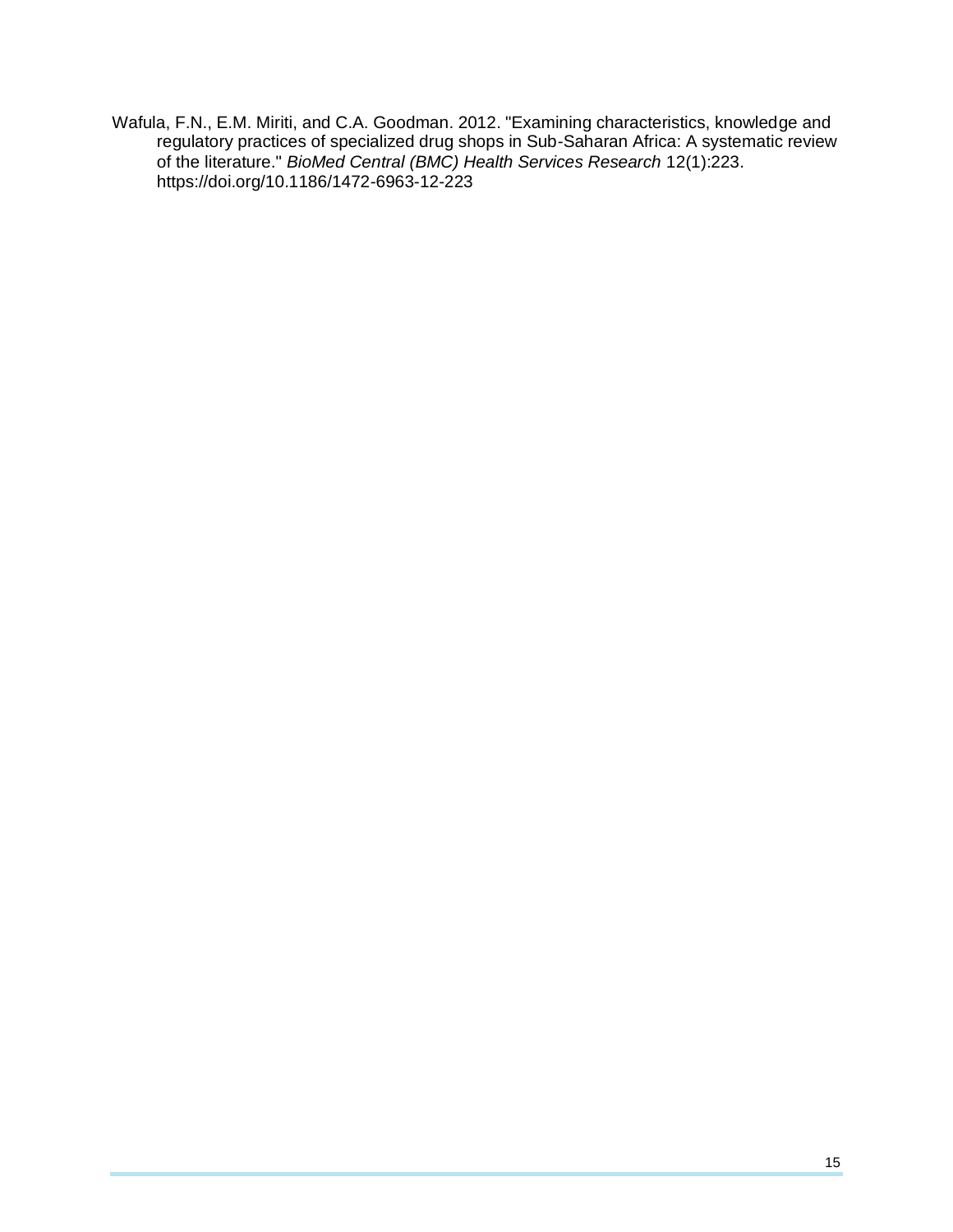Wafula, F.N., E.M. Miriti, and C.A. Goodman. 2012. "Examining characteristics, knowledge and regulatory practices of specialized drug shops in Sub-Saharan Africa: A systematic review of the literature." *BioMed Central (BMC) Health Services Research* 12(1):223. https://doi.org/10.1186/1472-6963-12-223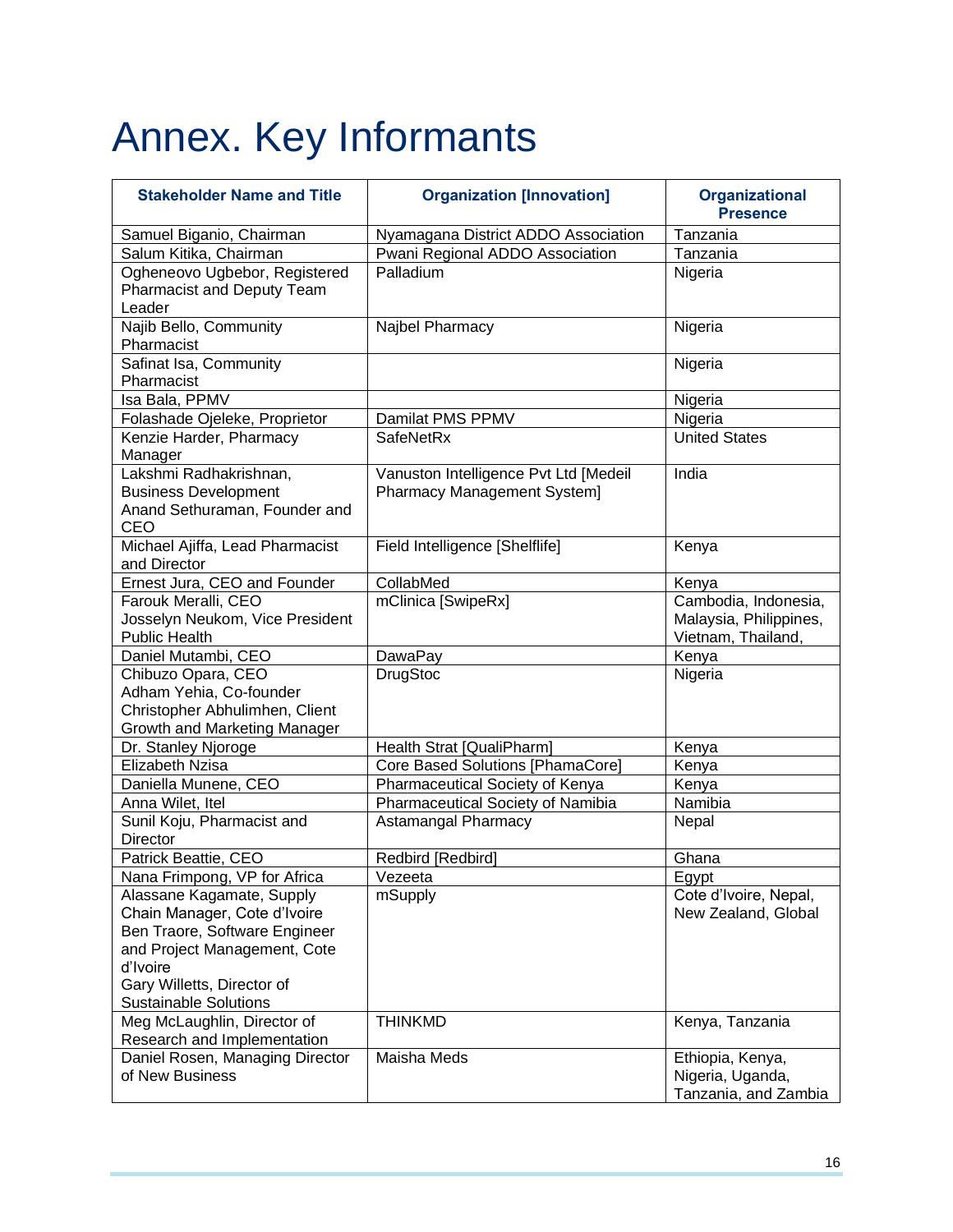# Annex. Key Informants

| Stakeholder Name and Title | Organization [Innovation] | Organizational Presence |
|---|---|---|
| Samuel Biganio, Chairman | Nyamagana District ADDO Association | Tanzania |
| Salum Kitika, Chairman | Pwani Regional ADDO Association | Tanzania |
| Ogheneovo Ugbebor, Registered Pharmacist and Deputy Team Leader | Palladium | Nigeria |
| Najib Bello, Community Pharmacist | Najbel Pharmacy | Nigeria |
| Safinat Isa, Community Pharmacist | | Nigeria |
| Isa Bala, PPMV | | Nigeria |
| Folashade Ojeleke, Proprietor | Damilat PMS PPMV | Nigeria |
| Kenzie Harder, Pharmacy Manager | SafeNetRx | United States |
| Lakshmi Radhakrishnan, Business Development<br>Anand Sethuraman, Founder and CEO | Vanuston Intelligence Pvt Ltd [Medeil Pharmacy Management System] | India |
| Michael Ajiffa, Lead Pharmacist and Director | Field Intelligence [Shelflife] | Kenya |
| Ernest Jura, CEO and Founder | CollabMed | Kenya |
| Farouk Meralli, CEO<br>Josselyn Neukom, Vice President Public Health | mClinica [SwipeRx] | Cambodia, Indonesia, Malaysia, Philippines, Vietnam, Thailand, |
| Daniel Mutambi, CEO | DawaPay | Kenya |
| Chibuzo Opara, CEO<br>Adham Yehia, Co-founder<br>Christopher Abhulimhen, Client Growth and Marketing Manager | DrugStoc | Nigeria |
| Dr. Stanley Njoroge | Health Strat [QualiPharm] | Kenya |
| Elizabeth Nzisa | Core Based Solutions [PhamaCore] | Kenya |
| Daniella Munene, CEO | Pharmaceutical Society of Kenya | Kenya |
| Anna Wilet, Itel | Pharmaceutical Society of Namibia | Namibia |
| Sunil Koju, Pharmacist and Director | Astamangal Pharmacy | Nepal |
| Patrick Beattie, CEO | Redbird [Redbird] | Ghana |
| Nana Frimpong, VP for Africa | Vezeeta | Egypt |
| Alassane Kagamate, Supply Chain Manager, Cote d'Ivoire<br>Ben Traore, Software Engineer and Project Management, Cote d'Ivoire<br>Gary Willetts, Director of Sustainable Solutions | mSupply | Cote d'Ivoire, Nepal, New Zealand, Global |
| Meg McLaughlin, Director of Research and Implementation | THINKMD | Kenya, Tanzania |
| Daniel Rosen, Managing Director of New Business | Maisha Meds | Ethiopia, Kenya, Nigeria, Uganda, Tanzania, and Zambia |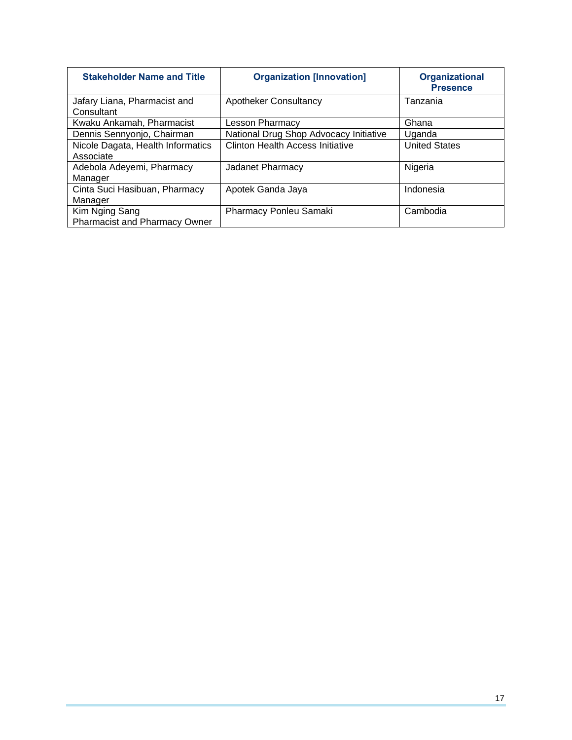| Stakeholder Name and Title | Organization [Innovation] | Organizational Presence |
| --- | --- | --- |
| Jafary Liana, Pharmacist and Consultant | Apotheker Consultancy | Tanzania |
| Kwaku Ankamah, Pharmacist | Lesson Pharmacy | Ghana |
| Dennis Sennyonjo, Chairman | National Drug Shop Advocacy Initiative | Uganda |
| Nicole Dagata, Health Informatics Associate | Clinton Health Access Initiative | United States |
| Adebola Adeyemi, Pharmacy Manager | Jadanet Pharmacy | Nigeria |
| Cinta Suci Hasibuan, Pharmacy Manager | Apotek Ganda Jaya | Indonesia |
| Kim Nging Sang Pharmacist and Pharmacy Owner | Pharmacy Ponleu Samaki | Cambodia |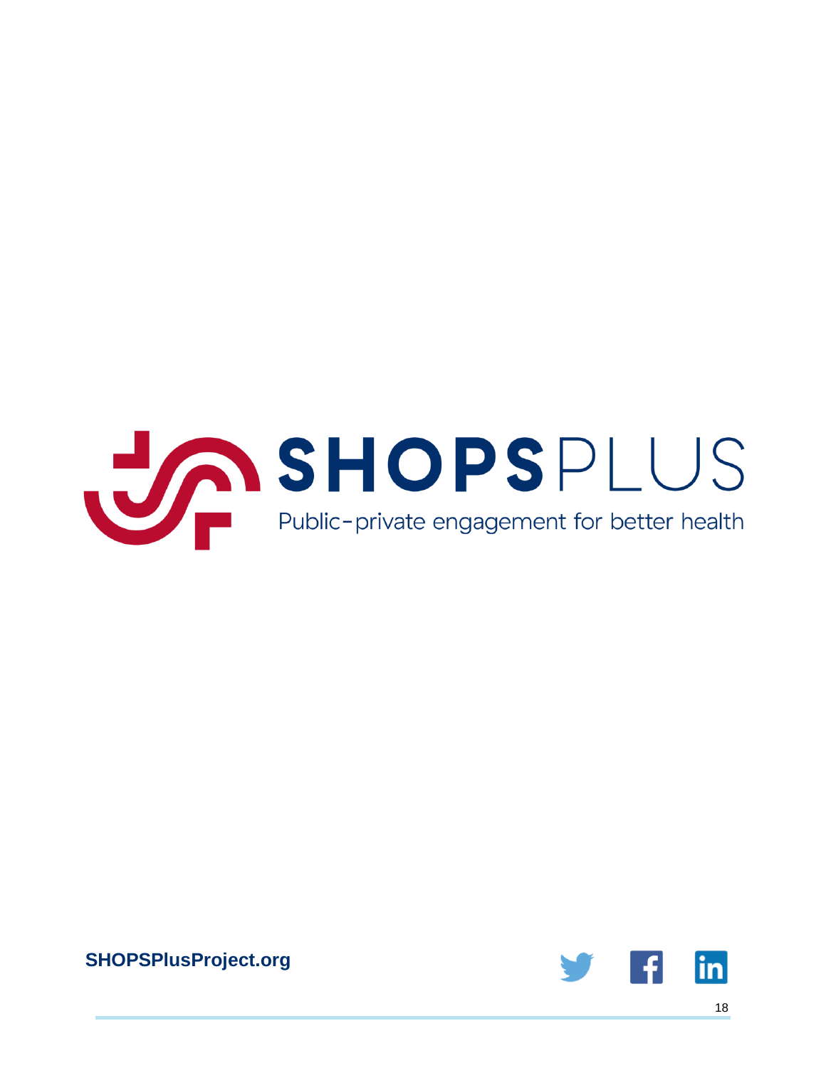SHOPSPLUS

Public-private engagement for better health

**SHOPSPlusProject.org**